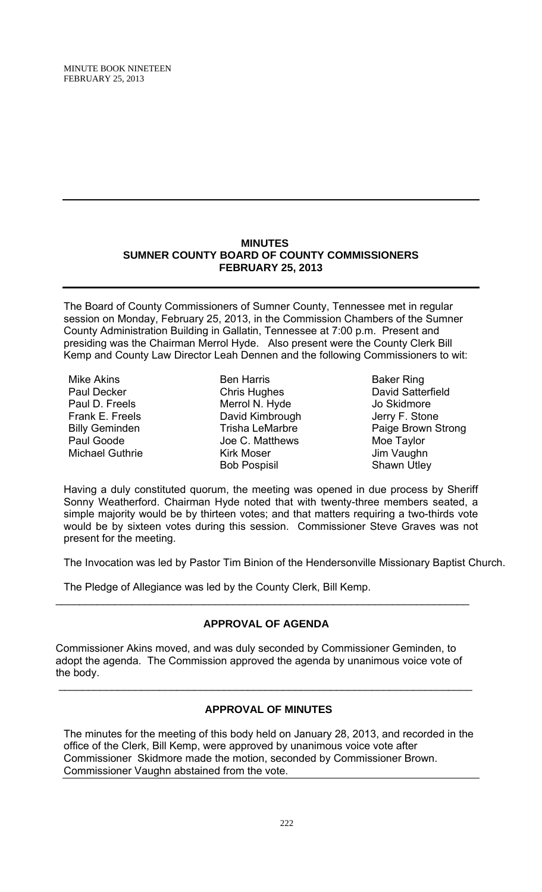## MINUTES
## SUMNER COUNTY BOARD OF COUNTY COMMISSIONERS
## FEBRUARY 25, 2013

The Board of County Commissioners of Sumner County, Tennessee met in regular session on Monday, February 25, 2013, in the Commission Chambers of the Sumner County Administration Building in Gallatin, Tennessee at 7:00 p.m. Present and presiding was the Chairman Merrol Hyde. Also present were the County Clerk Bill Kemp and County Law Director Leah Dennen and the following Commissioners to wit:

| | | |
|---|---|---|
| Mike Akins | Ben Harris | Baker Ring |
| Paul Decker | Chris Hughes | David Satterfield |
| Paul D. Freels | Merrol N. Hyde | Jo Skidmore |
| Frank E. Freels | David Kimbrough | Jerry F. Stone |
| Billy Geminden | Trisha LeMarbre | Paige Brown Strong |
| Paul Goode | Joe C. Matthews | Moe Taylor |
| Michael Guthrie | Kirk Moser | Jim Vaughn |
| | Bob Pospisil | Shawn Utley |

Having a duly constituted quorum, the meeting was opened in due process by Sheriff Sonny Weatherford. Chairman Hyde noted that with twenty-three members seated, a simple majority would be by thirteen votes; and that matters requiring a two-thirds vote would be by sixteen votes during this session. Commissioner Steve Graves was not present for the meeting.

The Invocation was led by Pastor Tim Binion of the Hendersonville Missionary Baptist Church.

The Pledge of Allegiance was led by the County Clerk, Bill Kemp.

---

### APPROVAL OF AGENDA

Commissioner Akins moved, and was duly seconded by Commissioner Geminden, to adopt the agenda. The Commission approved the agenda by unanimous voice vote of the body.

---

### APPROVAL OF MINUTES

The minutes for the meeting of this body held on January 28, 2013, and recorded in the office of the Clerk, Bill Kemp, were approved by unanimous voice vote after Commissioner Skidmore made the motion, seconded by Commissioner Brown. Commissioner Vaughn abstained from the vote.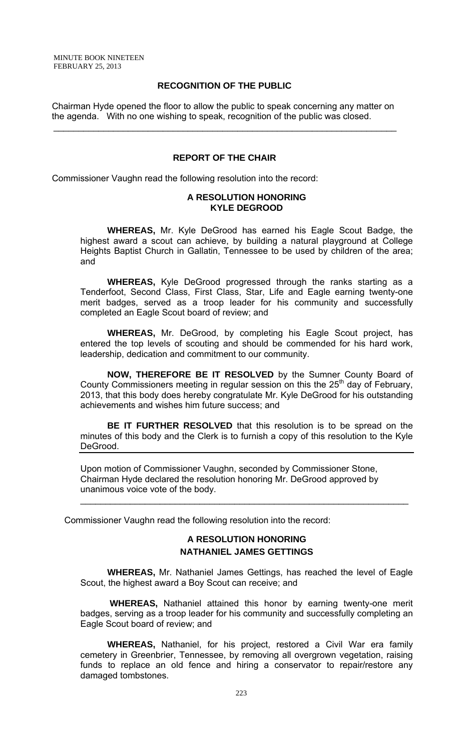## RECOGNITION OF THE PUBLIC

Chairman Hyde opened the floor to allow the public to speak concerning any matter on the agenda. With no one wishing to speak, recognition of the public was closed.

---

## REPORT OF THE CHAIR

Commissioner Vaughn read the following resolution into the record:

### A RESOLUTION HONORING KYLE DEGROOD

**WHEREAS,** Mr. Kyle DeGrood has earned his Eagle Scout Badge, the highest award a scout can achieve, by building a natural playground at College Heights Baptist Church in Gallatin, Tennessee to be used by children of the area; and

**WHEREAS,** Kyle DeGrood progressed through the ranks starting as a Tenderfoot, Second Class, First Class, Star, Life and Eagle earning twenty-one merit badges, served as a troop leader for his community and successfully completed an Eagle Scout board of review; and

**WHEREAS,** Mr. DeGrood, by completing his Eagle Scout project, has entered the top levels of scouting and should be commended for his hard work, leadership, dedication and commitment to our community.

**NOW, THEREFORE BE IT RESOLVED** by the Sumner County Board of County Commissioners meeting in regular session on this the 25th day of February, 2013, that this body does hereby congratulate Mr. Kyle DeGrood for his outstanding achievements and wishes him future success; and

**BE IT FURTHER RESOLVED** that this resolution is to be spread on the minutes of this body and the Clerk is to furnish a copy of this resolution to the Kyle DeGrood.

---

Upon motion of Commissioner Vaughn, seconded by Commissioner Stone, Chairman Hyde declared the resolution honoring Mr. DeGrood approved by unanimous voice vote of the body.

---

Commissioner Vaughn read the following resolution into the record:

### A RESOLUTION HONORING NATHANIEL JAMES GETTINGS

**WHEREAS,** Mr. Nathaniel James Gettings, has reached the level of Eagle Scout, the highest award a Boy Scout can receive; and

**WHEREAS,** Nathaniel attained this honor by earning twenty-one merit badges, serving as a troop leader for his community and successfully completing an Eagle Scout board of review; and

**WHEREAS,** Nathaniel, for his project, restored a Civil War era family cemetery in Greenbrier, Tennessee, by removing all overgrown vegetation, raising funds to replace an old fence and hiring a conservator to repair/restore any damaged tombstones.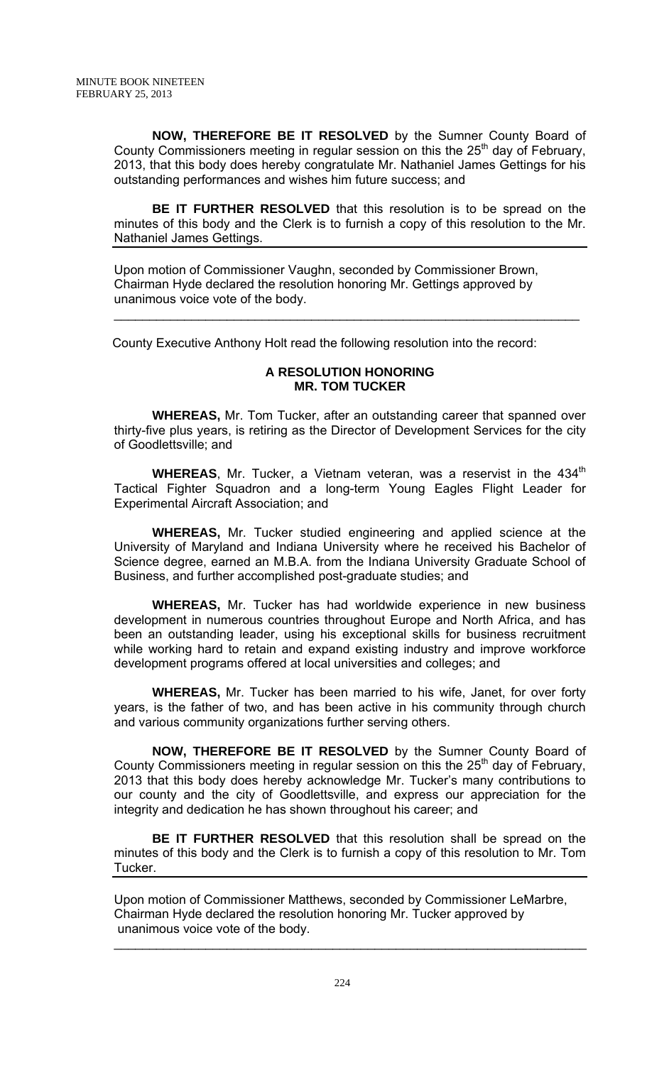**NOW, THEREFORE BE IT RESOLVED** by the Sumner County Board of County Commissioners meeting in regular session on this the 25th day of February, 2013, that this body does hereby congratulate Mr. Nathaniel James Gettings for his outstanding performances and wishes him future success; and

**BE IT FURTHER RESOLVED** that this resolution is to be spread on the minutes of this body and the Clerk is to furnish a copy of this resolution to the Mr. Nathaniel James Gettings.

---

Upon motion of Commissioner Vaughn, seconded by Commissioner Brown, Chairman Hyde declared the resolution honoring Mr. Gettings approved by unanimous voice vote of the body.

---

County Executive Anthony Holt read the following resolution into the record:

**A RESOLUTION HONORING**
**MR. TOM TUCKER**

**WHEREAS,** Mr. Tom Tucker, after an outstanding career that spanned over thirty-five plus years, is retiring as the Director of Development Services for the city of Goodlettsville; and

**WHEREAS**, Mr. Tucker, a Vietnam veteran, was a reservist in the 434th Tactical Fighter Squadron and a long-term Young Eagles Flight Leader for Experimental Aircraft Association; and

**WHEREAS,** Mr. Tucker studied engineering and applied science at the University of Maryland and Indiana University where he received his Bachelor of Science degree, earned an M.B.A. from the Indiana University Graduate School of Business, and further accomplished post-graduate studies; and

**WHEREAS,** Mr. Tucker has had worldwide experience in new business development in numerous countries throughout Europe and North Africa, and has been an outstanding leader, using his exceptional skills for business recruitment while working hard to retain and expand existing industry and improve workforce development programs offered at local universities and colleges; and

**WHEREAS,** Mr. Tucker has been married to his wife, Janet, for over forty years, is the father of two, and has been active in his community through church and various community organizations further serving others.

**NOW, THEREFORE BE IT RESOLVED** by the Sumner County Board of County Commissioners meeting in regular session on this the 25th day of February, 2013 that this body does hereby acknowledge Mr. Tucker's many contributions to our county and the city of Goodlettsville, and express our appreciation for the integrity and dedication he has shown throughout his career; and

**BE IT FURTHER RESOLVED** that this resolution shall be spread on the minutes of this body and the Clerk is to furnish a copy of this resolution to Mr. Tom Tucker.

---

Upon motion of Commissioner Matthews, seconded by Commissioner LeMarbre, Chairman Hyde declared the resolution honoring Mr. Tucker approved by unanimous voice vote of the body.

---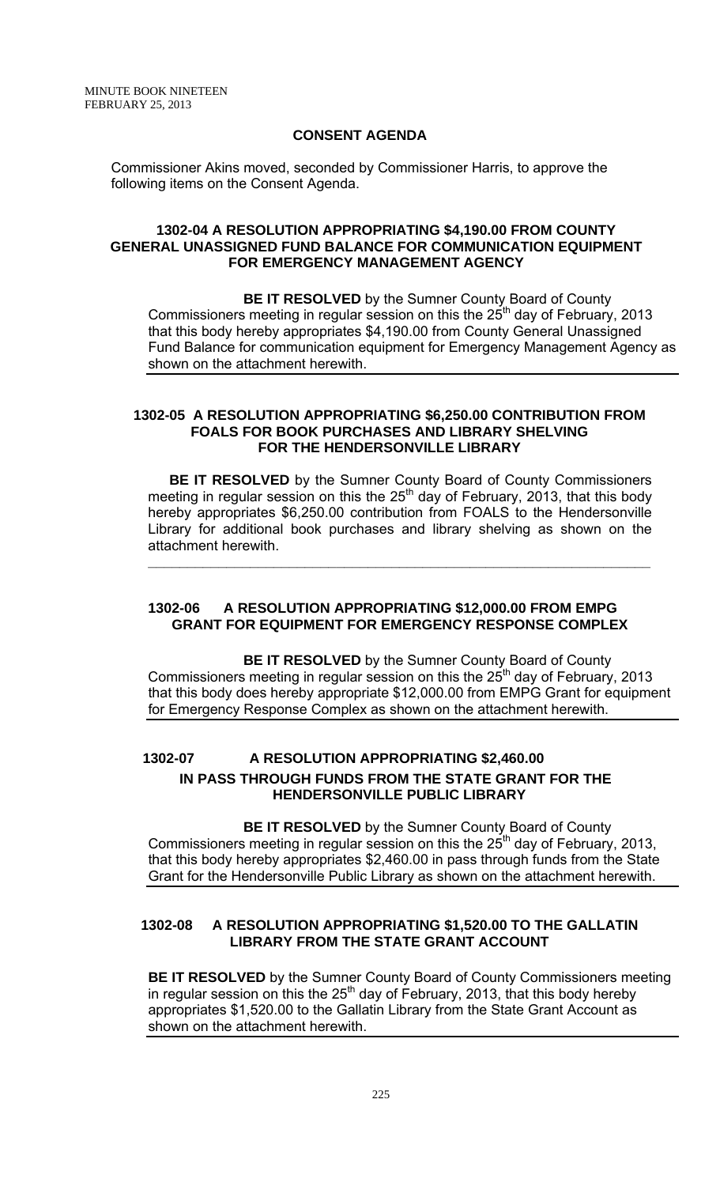## CONSENT AGENDA

Commissioner Akins moved, seconded by Commissioner Harris, to approve the following items on the Consent Agenda.

### 1302-04 A RESOLUTION APPROPRIATING $4,190.00 FROM COUNTY GENERAL UNASSIGNED FUND BALANCE FOR COMMUNICATION EQUIPMENT FOR EMERGENCY MANAGEMENT AGENCY

**BE IT RESOLVED** by the Sumner County Board of County Commissioners meeting in regular session on this the 25th day of February, 2013 that this body hereby appropriates $4,190.00 from County General Unassigned Fund Balance for communication equipment for Emergency Management Agency as shown on the attachment herewith.

---

### 1302-05 A RESOLUTION APPROPRIATING $6,250.00 CONTRIBUTION FROM FOALS FOR BOOK PURCHASES AND LIBRARY SHELVING FOR THE HENDERSONVILLE LIBRARY

**BE IT RESOLVED** by the Sumner County Board of County Commissioners meeting in regular session on this the 25th day of February, 2013, that this body hereby appropriates $6,250.00 contribution from FOALS to the Hendersonville Library for additional book purchases and library shelving as shown on the attachment herewith.

---

### 1302-06 A RESOLUTION APPROPRIATING $12,000.00 FROM EMPG GRANT FOR EQUIPMENT FOR EMERGENCY RESPONSE COMPLEX

**BE IT RESOLVED** by the Sumner County Board of County Commissioners meeting in regular session on this the 25th day of February, 2013 that this body does hereby appropriate $12,000.00 from EMPG Grant for equipment for Emergency Response Complex as shown on the attachment herewith.

---

### 1302-07 A RESOLUTION APPROPRIATING $2,460.00 IN PASS THROUGH FUNDS FROM THE STATE GRANT FOR THE HENDERSONVILLE PUBLIC LIBRARY

**BE IT RESOLVED** by the Sumner County Board of County Commissioners meeting in regular session on this the 25th day of February, 2013, that this body hereby appropriates $2,460.00 in pass through funds from the State Grant for the Hendersonville Public Library as shown on the attachment herewith.

---

### 1302-08 A RESOLUTION APPROPRIATING $1,520.00 TO THE GALLATIN LIBRARY FROM THE STATE GRANT ACCOUNT

**BE IT RESOLVED** by the Sumner County Board of County Commissioners meeting in regular session on this the 25th day of February, 2013, that this body hereby appropriates $1,520.00 to the Gallatin Library from the State Grant Account as shown on the attachment herewith.

---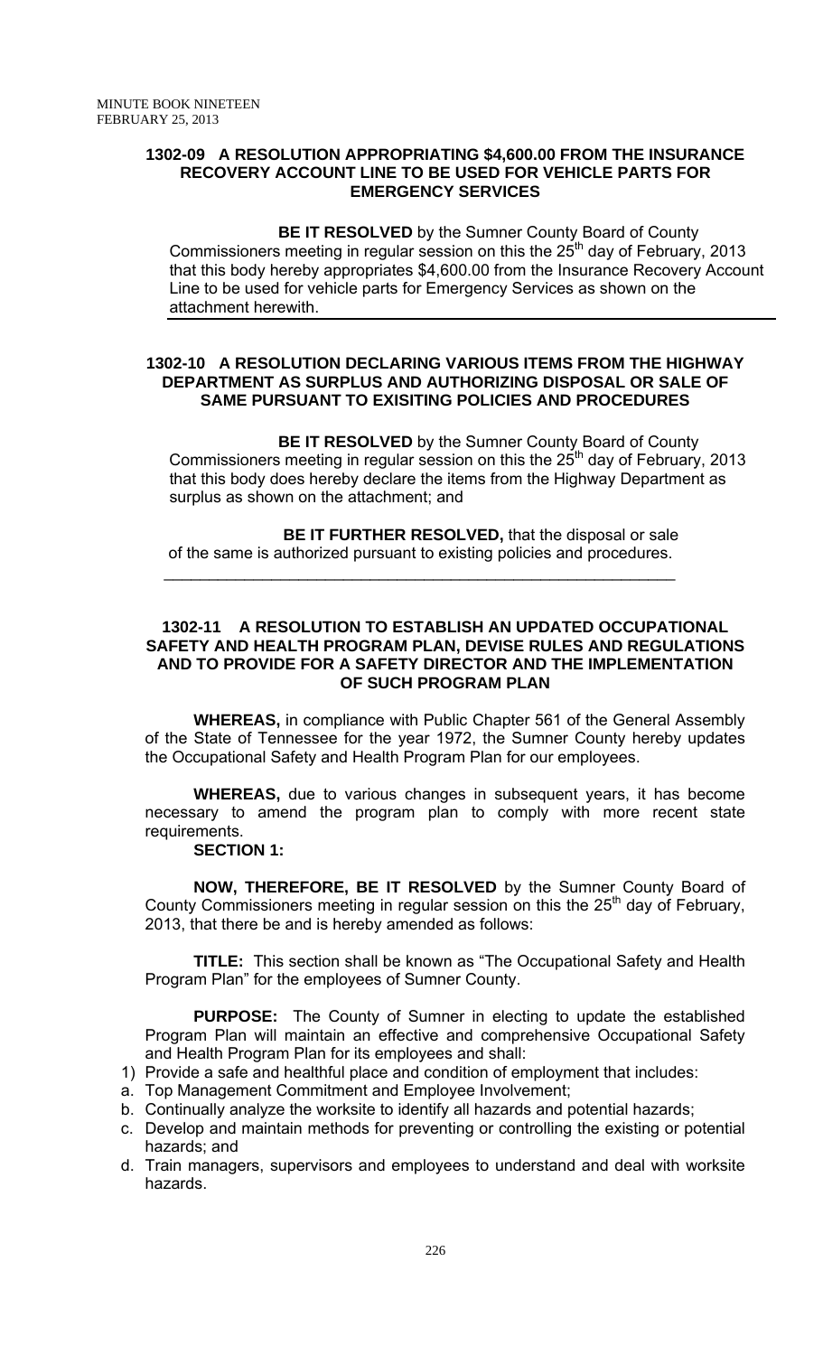### 1302-09 A RESOLUTION APPROPRIATING $4,600.00 FROM THE INSURANCE RECOVERY ACCOUNT LINE TO BE USED FOR VEHICLE PARTS FOR EMERGENCY SERVICES

**BE IT RESOLVED** by the Sumner County Board of County Commissioners meeting in regular session on this the 25th day of February, 2013 that this body hereby appropriates $4,600.00 from the Insurance Recovery Account Line to be used for vehicle parts for Emergency Services as shown on the attachment herewith.

---

### 1302-10 A RESOLUTION DECLARING VARIOUS ITEMS FROM THE HIGHWAY DEPARTMENT AS SURPLUS AND AUTHORIZING DISPOSAL OR SALE OF SAME PURSUANT TO EXISITING POLICIES AND PROCEDURES

**BE IT RESOLVED** by the Sumner County Board of County Commissioners meeting in regular session on this the 25th day of February, 2013 that this body does hereby declare the items from the Highway Department as surplus as shown on the attachment; and

**BE IT FURTHER RESOLVED,** that the disposal or sale of the same is authorized pursuant to existing policies and procedures.

---

### 1302-11 A RESOLUTION TO ESTABLISH AN UPDATED OCCUPATIONAL SAFETY AND HEALTH PROGRAM PLAN, DEVISE RULES AND REGULATIONS AND TO PROVIDE FOR A SAFETY DIRECTOR AND THE IMPLEMENTATION OF SUCH PROGRAM PLAN

**WHEREAS,** in compliance with Public Chapter 561 of the General Assembly of the State of Tennessee for the year 1972, the Sumner County hereby updates the Occupational Safety and Health Program Plan for our employees.

**WHEREAS,** due to various changes in subsequent years, it has become necessary to amend the program plan to comply with more recent state requirements.

**SECTION 1:**

**NOW, THEREFORE, BE IT RESOLVED** by the Sumner County Board of County Commissioners meeting in regular session on this the 25th day of February, 2013, that there be and is hereby amended as follows:

**TITLE:** This section shall be known as "The Occupational Safety and Health Program Plan" for the employees of Sumner County.

**PURPOSE:** The County of Sumner in electing to update the established Program Plan will maintain an effective and comprehensive Occupational Safety and Health Program Plan for its employees and shall:

1) Provide a safe and healthful place and condition of employment that includes:
   a. Top Management Commitment and Employee Involvement;
   b. Continually analyze the worksite to identify all hazards and potential hazards;
   c. Develop and maintain methods for preventing or controlling the existing or potential hazards; and
   d. Train managers, supervisors and employees to understand and deal with worksite hazards.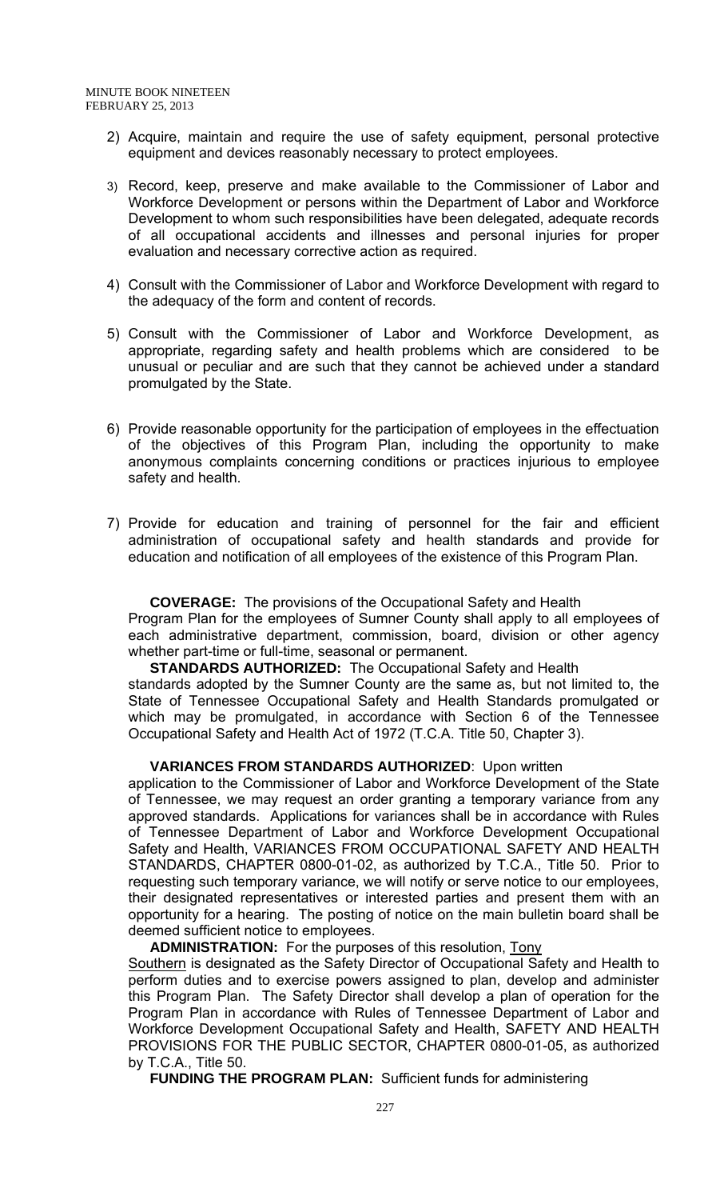2) Acquire, maintain and require the use of safety equipment, personal protective equipment and devices reasonably necessary to protect employees.

3) Record, keep, preserve and make available to the Commissioner of Labor and Workforce Development or persons within the Department of Labor and Workforce Development to whom such responsibilities have been delegated, adequate records of all occupational accidents and illnesses and personal injuries for proper evaluation and necessary corrective action as required.

4) Consult with the Commissioner of Labor and Workforce Development with regard to the adequacy of the form and content of records.

5) Consult with the Commissioner of Labor and Workforce Development, as appropriate, regarding safety and health problems which are considered to be unusual or peculiar and are such that they cannot be achieved under a standard promulgated by the State.

6) Provide reasonable opportunity for the participation of employees in the effectuation of the objectives of this Program Plan, including the opportunity to make anonymous complaints concerning conditions or practices injurious to employee safety and health.

7) Provide for education and training of personnel for the fair and efficient administration of occupational safety and health standards and provide for education and notification of all employees of the existence of this Program Plan.

**COVERAGE:** The provisions of the Occupational Safety and Health Program Plan for the employees of Sumner County shall apply to all employees of each administrative department, commission, board, division or other agency whether part-time or full-time, seasonal or permanent.

**STANDARDS AUTHORIZED:** The Occupational Safety and Health standards adopted by the Sumner County are the same as, but not limited to, the State of Tennessee Occupational Safety and Health Standards promulgated or which may be promulgated, in accordance with Section 6 of the Tennessee Occupational Safety and Health Act of 1972 (T.C.A. Title 50, Chapter 3).

**VARIANCES FROM STANDARDS AUTHORIZED**: Upon written application to the Commissioner of Labor and Workforce Development of the State of Tennessee, we may request an order granting a temporary variance from any approved standards. Applications for variances shall be in accordance with Rules of Tennessee Department of Labor and Workforce Development Occupational Safety and Health, VARIANCES FROM OCCUPATIONAL SAFETY AND HEALTH STANDARDS, CHAPTER 0800-01-02, as authorized by T.C.A., Title 50. Prior to requesting such temporary variance, we will notify or serve notice to our employees, their designated representatives or interested parties and present them with an opportunity for a hearing. The posting of notice on the main bulletin board shall be deemed sufficient notice to employees.

**ADMINISTRATION:** For the purposes of this resolution, Tony Southern is designated as the Safety Director of Occupational Safety and Health to perform duties and to exercise powers assigned to plan, develop and administer this Program Plan. The Safety Director shall develop a plan of operation for the Program Plan in accordance with Rules of Tennessee Department of Labor and Workforce Development Occupational Safety and Health, SAFETY AND HEALTH PROVISIONS FOR THE PUBLIC SECTOR, CHAPTER 0800-01-05, as authorized by T.C.A., Title 50.

**FUNDING THE PROGRAM PLAN:** Sufficient funds for administering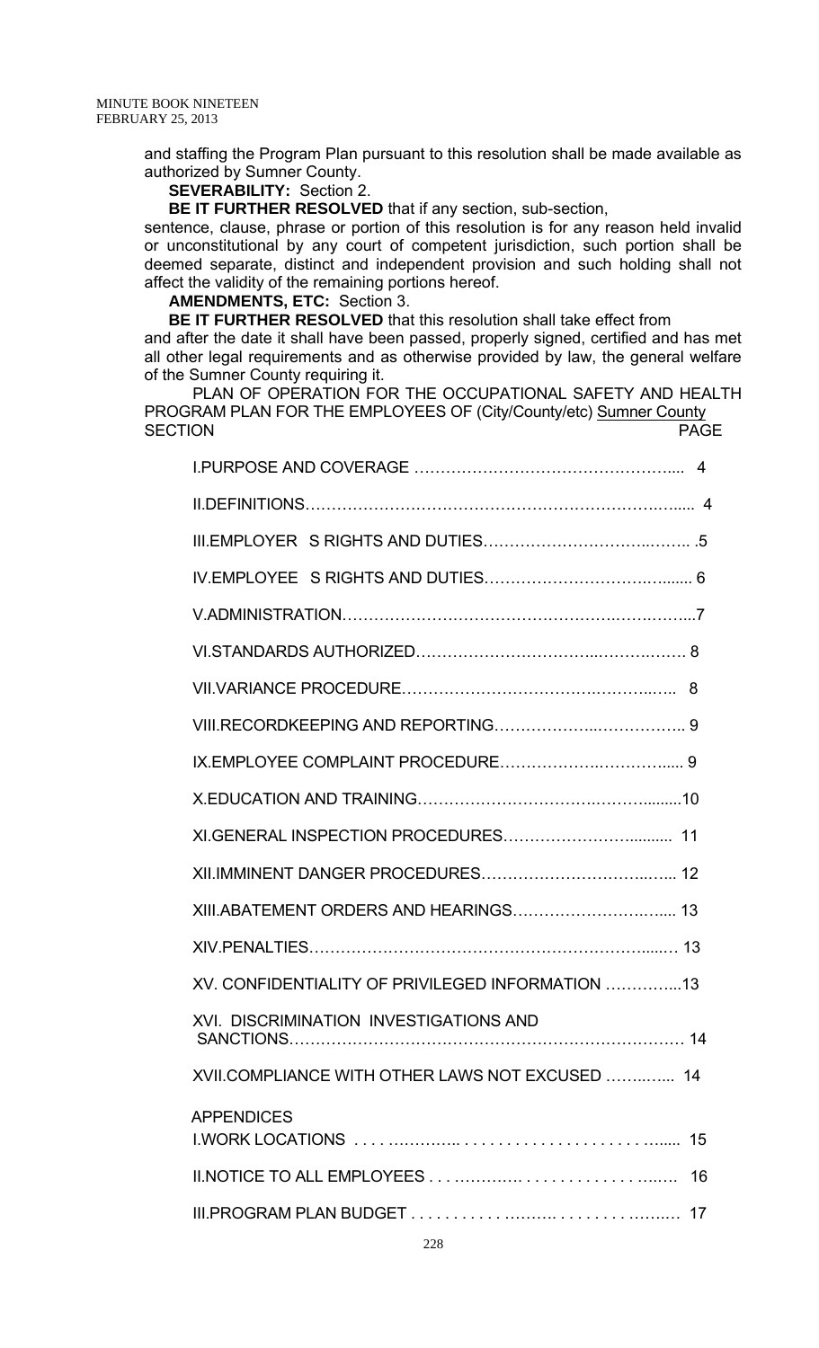and staffing the Program Plan pursuant to this resolution shall be made available as authorized by Sumner County.

**SEVERABILITY:** Section 2.

**BE IT FURTHER RESOLVED** that if any section, sub-section, sentence, clause, phrase or portion of this resolution is for any reason held invalid or unconstitutional by any court of competent jurisdiction, such portion shall be deemed separate, distinct and independent provision and such holding shall not affect the validity of the remaining portions hereof.

**AMENDMENTS, ETC:** Section 3.

**BE IT FURTHER RESOLVED** that this resolution shall take effect from and after the date it shall have been passed, properly signed, certified and has met all other legal requirements and as otherwise provided by law, the general welfare of the Sumner County requiring it.

PLAN OF OPERATION FOR THE OCCUPATIONAL SAFETY AND HEALTH PROGRAM PLAN FOR THE EMPLOYEES OF (City/County/etc) Sumner County

| SECTION | PAGE |
|---|---|
| I.PURPOSE AND COVERAGE | 4 |
| II.DEFINITIONS | 4 |
| III.EMPLOYER S RIGHTS AND DUTIES | 5 |
| IV.EMPLOYEE S RIGHTS AND DUTIES | 6 |
| V.ADMINISTRATION | 7 |
| VI.STANDARDS AUTHORIZED | 8 |
| VII.VARIANCE PROCEDURE | 8 |
| VIII.RECORDKEEPING AND REPORTING | 9 |
| IX.EMPLOYEE COMPLAINT PROCEDURE | 9 |
| X.EDUCATION AND TRAINING | 10 |
| XI.GENERAL INSPECTION PROCEDURES | 11 |
| XII.IMMINENT DANGER PROCEDURES | 12 |
| XIII.ABATEMENT ORDERS AND HEARINGS | 13 |
| XIV.PENALTIES | 13 |
| XV. CONFIDENTIALITY OF PRIVILEGED INFORMATION | 13 |
| XVI. DISCRIMINATION INVESTIGATIONS AND SANCTIONS | 14 |
| XVII.COMPLIANCE WITH OTHER LAWS NOT EXCUSED | 14 |
| APPENDICES | |
| I.WORK LOCATIONS | 15 |
| II.NOTICE TO ALL EMPLOYEES | 16 |
| III.PROGRAM PLAN BUDGET | 17 |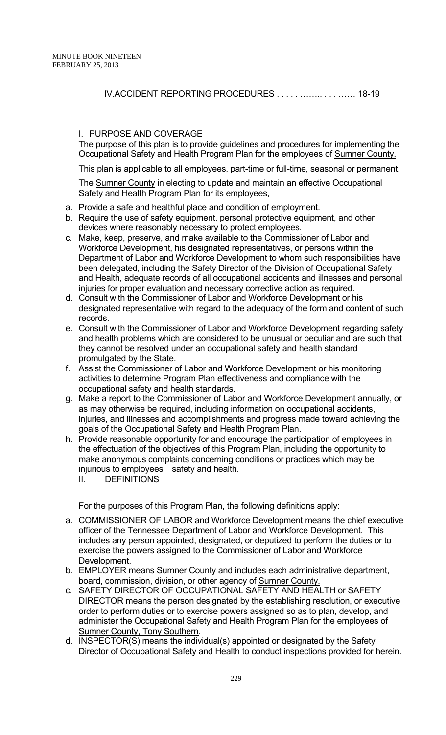IV.ACCIDENT REPORTING PROCEDURES . . . . . …….. . . . …… 18-19

I. PURPOSE AND COVERAGE

The purpose of this plan is to provide guidelines and procedures for implementing the Occupational Safety and Health Program Plan for the employees of Sumner County.

This plan is applicable to all employees, part-time or full-time, seasonal or permanent.

The Sumner County in electing to update and maintain an effective Occupational Safety and Health Program Plan for its employees,

a. Provide a safe and healthful place and condition of employment.
b. Require the use of safety equipment, personal protective equipment, and other devices where reasonably necessary to protect employees.
c. Make, keep, preserve, and make available to the Commissioner of Labor and Workforce Development, his designated representatives, or persons within the Department of Labor and Workforce Development to whom such responsibilities have been delegated, including the Safety Director of the Division of Occupational Safety and Health, adequate records of all occupational accidents and illnesses and personal injuries for proper evaluation and necessary corrective action as required.
d. Consult with the Commissioner of Labor and Workforce Development or his designated representative with regard to the adequacy of the form and content of such records.
e. Consult with the Commissioner of Labor and Workforce Development regarding safety and health problems which are considered to be unusual or peculiar and are such that they cannot be resolved under an occupational safety and health standard promulgated by the State.
f. Assist the Commissioner of Labor and Workforce Development or his monitoring activities to determine Program Plan effectiveness and compliance with the occupational safety and health standards.
g. Make a report to the Commissioner of Labor and Workforce Development annually, or as may otherwise be required, including information on occupational accidents, injuries, and illnesses and accomplishments and progress made toward achieving the goals of the Occupational Safety and Health Program Plan.
h. Provide reasonable opportunity for and encourage the participation of employees in the effectuation of the objectives of this Program Plan, including the opportunity to make anonymous complaints concerning conditions or practices which may be injurious to employees safety and health.

II. DEFINITIONS

For the purposes of this Program Plan, the following definitions apply:

a. COMMISSIONER OF LABOR and Workforce Development means the chief executive officer of the Tennessee Department of Labor and Workforce Development. This includes any person appointed, designated, or deputized to perform the duties or to exercise the powers assigned to the Commissioner of Labor and Workforce Development.
b. EMPLOYER means Sumner County and includes each administrative department, board, commission, division, or other agency of Sumner County.
c. SAFETY DIRECTOR OF OCCUPATIONAL SAFETY AND HEALTH or SAFETY DIRECTOR means the person designated by the establishing resolution, or executive order to perform duties or to exercise powers assigned so as to plan, develop, and administer the Occupational Safety and Health Program Plan for the employees of Sumner County, Tony Southern.
d. INSPECTOR(S) means the individual(s) appointed or designated by the Safety Director of Occupational Safety and Health to conduct inspections provided for herein.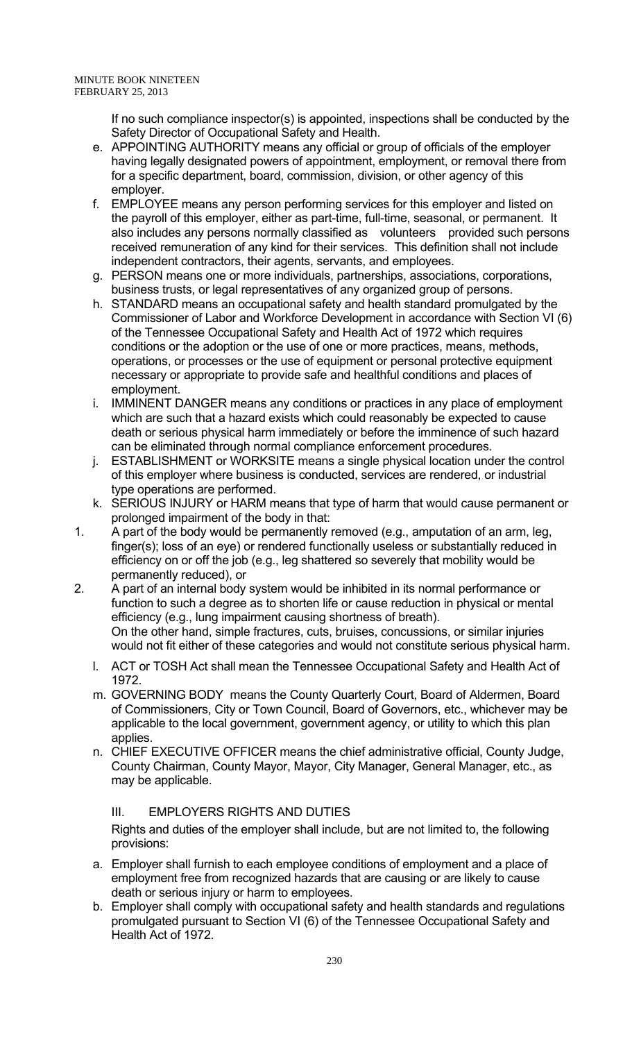If no such compliance inspector(s) is appointed, inspections shall be conducted by the Safety Director of Occupational Safety and Health.

e. APPOINTING AUTHORITY means any official or group of officials of the employer having legally designated powers of appointment, employment, or removal there from for a specific department, board, commission, division, or other agency of this employer.

f. EMPLOYEE means any person performing services for this employer and listed on the payroll of this employer, either as part-time, full-time, seasonal, or permanent. It also includes any persons normally classified as volunteers provided such persons received remuneration of any kind for their services. This definition shall not include independent contractors, their agents, servants, and employees.

g. PERSON means one or more individuals, partnerships, associations, corporations, business trusts, or legal representatives of any organized group of persons.

h. STANDARD means an occupational safety and health standard promulgated by the Commissioner of Labor and Workforce Development in accordance with Section VI (6) of the Tennessee Occupational Safety and Health Act of 1972 which requires conditions or the adoption or the use of one or more practices, means, methods, operations, or processes or the use of equipment or personal protective equipment necessary or appropriate to provide safe and healthful conditions and places of employment.

i. IMMINENT DANGER means any conditions or practices in any place of employment which are such that a hazard exists which could reasonably be expected to cause death or serious physical harm immediately or before the imminence of such hazard can be eliminated through normal compliance enforcement procedures.

j. ESTABLISHMENT or WORKSITE means a single physical location under the control of this employer where business is conducted, services are rendered, or industrial type operations are performed.

k. SERIOUS INJURY or HARM means that type of harm that would cause permanent or prolonged impairment of the body in that:

1. A part of the body would be permanently removed (e.g., amputation of an arm, leg, finger(s); loss of an eye) or rendered functionally useless or substantially reduced in efficiency on or off the job (e.g., leg shattered so severely that mobility would be permanently reduced), or
2. A part of an internal body system would be inhibited in its normal performance or function to such a degree as to shorten life or cause reduction in physical or mental efficiency (e.g., lung impairment causing shortness of breath).

On the other hand, simple fractures, cuts, bruises, concussions, or similar injuries would not fit either of these categories and would not constitute serious physical harm.

l. ACT or TOSH Act shall mean the Tennessee Occupational Safety and Health Act of 1972.

m. GOVERNING BODY means the County Quarterly Court, Board of Aldermen, Board of Commissioners, City or Town Council, Board of Governors, etc., whichever may be applicable to the local government, government agency, or utility to which this plan applies.

n. CHIEF EXECUTIVE OFFICER means the chief administrative official, County Judge, County Chairman, County Mayor, Mayor, City Manager, General Manager, etc., as may be applicable.

## III. EMPLOYERS RIGHTS AND DUTIES

Rights and duties of the employer shall include, but are not limited to, the following provisions:

a. Employer shall furnish to each employee conditions of employment and a place of employment free from recognized hazards that are causing or are likely to cause death or serious injury or harm to employees.

b. Employer shall comply with occupational safety and health standards and regulations promulgated pursuant to Section VI (6) of the Tennessee Occupational Safety and Health Act of 1972.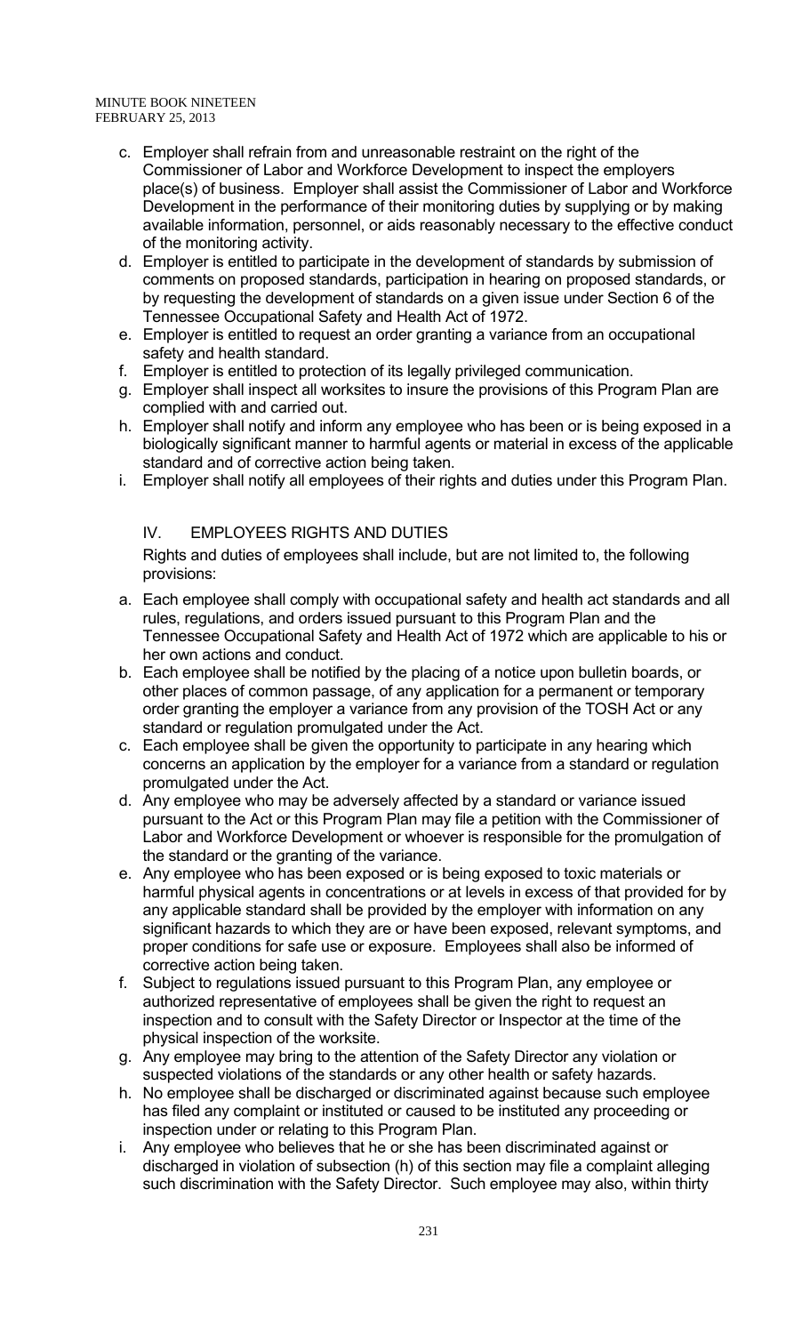c. Employer shall refrain from and unreasonable restraint on the right of the Commissioner of Labor and Workforce Development to inspect the employers place(s) of business. Employer shall assist the Commissioner of Labor and Workforce Development in the performance of their monitoring duties by supplying or by making available information, personnel, or aids reasonably necessary to the effective conduct of the monitoring activity.
d. Employer is entitled to participate in the development of standards by submission of comments on proposed standards, participation in hearing on proposed standards, or by requesting the development of standards on a given issue under Section 6 of the Tennessee Occupational Safety and Health Act of 1972.
e. Employer is entitled to request an order granting a variance from an occupational safety and health standard.
f. Employer is entitled to protection of its legally privileged communication.
g. Employer shall inspect all worksites to insure the provisions of this Program Plan are complied with and carried out.
h. Employer shall notify and inform any employee who has been or is being exposed in a biologically significant manner to harmful agents or material in excess of the applicable standard and of corrective action being taken.
i. Employer shall notify all employees of their rights and duties under this Program Plan.

## IV. EMPLOYEES RIGHTS AND DUTIES

Rights and duties of employees shall include, but are not limited to, the following provisions:

a. Each employee shall comply with occupational safety and health act standards and all rules, regulations, and orders issued pursuant to this Program Plan and the Tennessee Occupational Safety and Health Act of 1972 which are applicable to his or her own actions and conduct.
b. Each employee shall be notified by the placing of a notice upon bulletin boards, or other places of common passage, of any application for a permanent or temporary order granting the employer a variance from any provision of the TOSH Act or any standard or regulation promulgated under the Act.
c. Each employee shall be given the opportunity to participate in any hearing which concerns an application by the employer for a variance from a standard or regulation promulgated under the Act.
d. Any employee who may be adversely affected by a standard or variance issued pursuant to the Act or this Program Plan may file a petition with the Commissioner of Labor and Workforce Development or whoever is responsible for the promulgation of the standard or the granting of the variance.
e. Any employee who has been exposed or is being exposed to toxic materials or harmful physical agents in concentrations or at levels in excess of that provided for by any applicable standard shall be provided by the employer with information on any significant hazards to which they are or have been exposed, relevant symptoms, and proper conditions for safe use or exposure. Employees shall also be informed of corrective action being taken.
f. Subject to regulations issued pursuant to this Program Plan, any employee or authorized representative of employees shall be given the right to request an inspection and to consult with the Safety Director or Inspector at the time of the physical inspection of the worksite.
g. Any employee may bring to the attention of the Safety Director any violation or suspected violations of the standards or any other health or safety hazards.
h. No employee shall be discharged or discriminated against because such employee has filed any complaint or instituted or caused to be instituted any proceeding or inspection under or relating to this Program Plan.
i. Any employee who believes that he or she has been discriminated against or discharged in violation of subsection (h) of this section may file a complaint alleging such discrimination with the Safety Director. Such employee may also, within thirty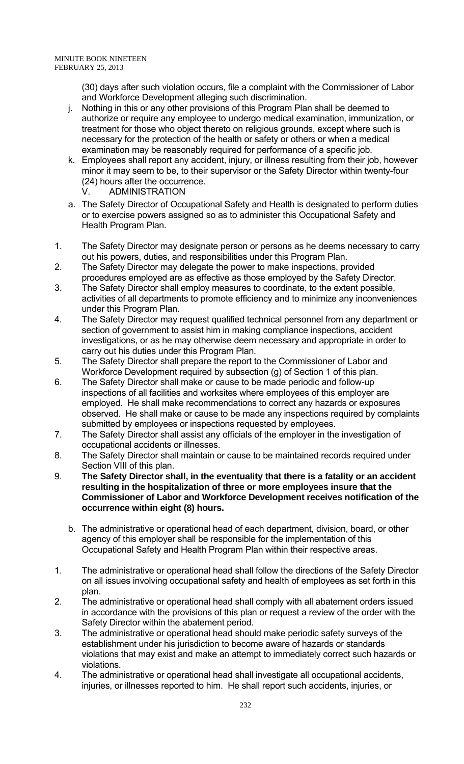(30) days after such violation occurs, file a complaint with the Commissioner of Labor and Workforce Development alleging such discrimination.

j. Nothing in this or any other provisions of this Program Plan shall be deemed to authorize or require any employee to undergo medical examination, immunization, or treatment for those who object thereto on religious grounds, except where such is necessary for the protection of the health or safety or others or when a medical examination may be reasonably required for performance of a specific job.

k. Employees shall report any accident, injury, or illness resulting from their job, however minor it may seem to be, to their supervisor or the Safety Director within twenty-four (24) hours after the occurrence.

V. ADMINISTRATION

a. The Safety Director of Occupational Safety and Health is designated to perform duties or to exercise powers assigned so as to administer this Occupational Safety and Health Program Plan.

1. The Safety Director may designate person or persons as he deems necessary to carry out his powers, duties, and responsibilities under this Program Plan.
2. The Safety Director may delegate the power to make inspections, provided procedures employed are as effective as those employed by the Safety Director.
3. The Safety Director shall employ measures to coordinate, to the extent possible, activities of all departments to promote efficiency and to minimize any inconveniences under this Program Plan.
4. The Safety Director may request qualified technical personnel from any department or section of government to assist him in making compliance inspections, accident investigations, or as he may otherwise deem necessary and appropriate in order to carry out his duties under this Program Plan.
5. The Safety Director shall prepare the report to the Commissioner of Labor and Workforce Development required by subsection (g) of Section 1 of this plan.
6. The Safety Director shall make or cause to be made periodic and follow-up inspections of all facilities and worksites where employees of this employer are employed. He shall make recommendations to correct any hazards or exposures observed. He shall make or cause to be made any inspections required by complaints submitted by employees or inspections requested by employees.
7. The Safety Director shall assist any officials of the employer in the investigation of occupational accidents or illnesses.
8. The Safety Director shall maintain or cause to be maintained records required under Section VIII of this plan.
9. **The Safety Director shall, in the eventuality that there is a fatality or an accident resulting in the hospitalization of three or more employees insure that the Commissioner of Labor and Workforce Development receives notification of the occurrence within eight (8) hours.**

b. The administrative or operational head of each department, division, board, or other agency of this employer shall be responsible for the implementation of this Occupational Safety and Health Program Plan within their respective areas.

1. The administrative or operational head shall follow the directions of the Safety Director on all issues involving occupational safety and health of employees as set forth in this plan.
2. The administrative or operational head shall comply with all abatement orders issued in accordance with the provisions of this plan or request a review of the order with the Safety Director within the abatement period.
3. The administrative or operational head should make periodic safety surveys of the establishment under his jurisdiction to become aware of hazards or standards violations that may exist and make an attempt to immediately correct such hazards or violations.
4. The administrative or operational head shall investigate all occupational accidents, injuries, or illnesses reported to him. He shall report such accidents, injuries, or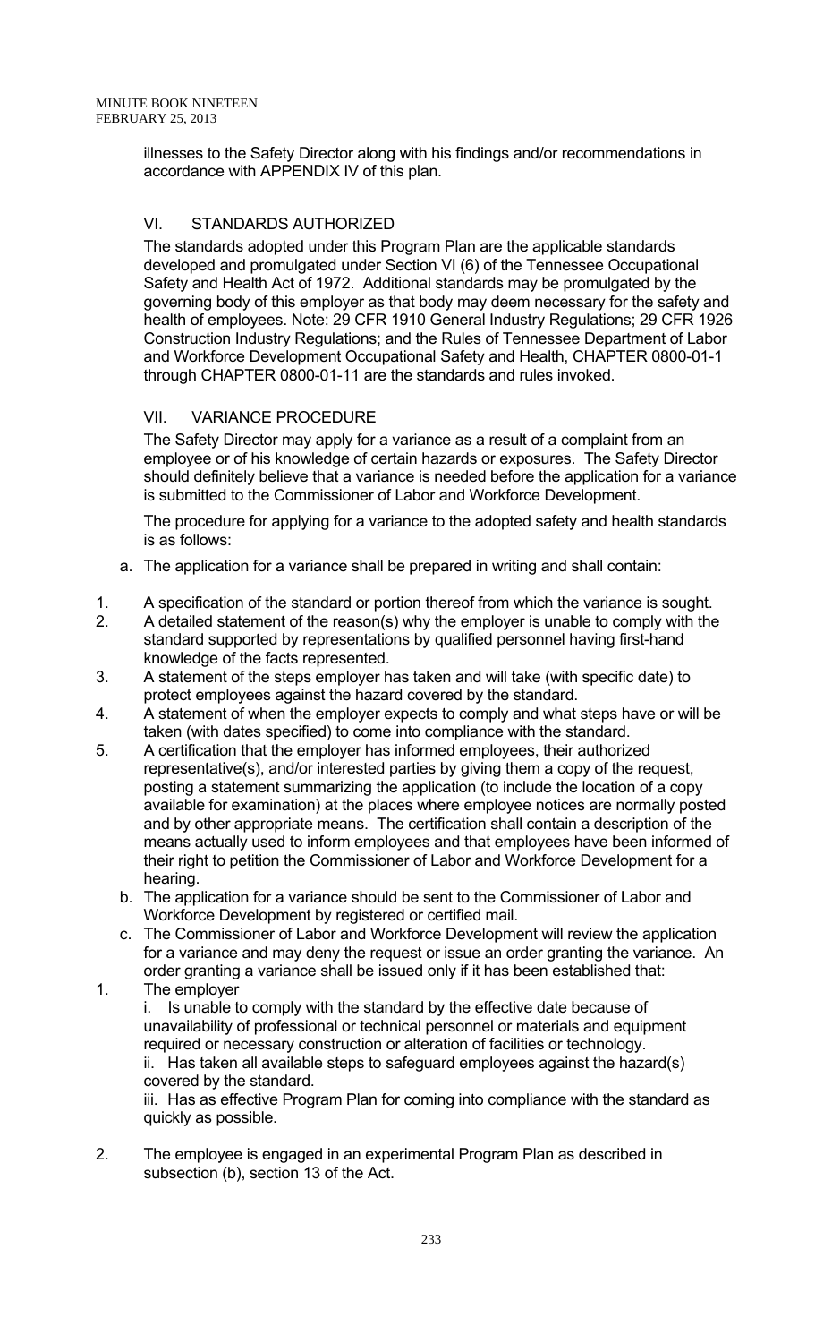illnesses to the Safety Director along with his findings and/or recommendations in accordance with APPENDIX IV of this plan.

## VI. STANDARDS AUTHORIZED

The standards adopted under this Program Plan are the applicable standards developed and promulgated under Section VI (6) of the Tennessee Occupational Safety and Health Act of 1972. Additional standards may be promulgated by the governing body of this employer as that body may deem necessary for the safety and health of employees. Note: 29 CFR 1910 General Industry Regulations; 29 CFR 1926 Construction Industry Regulations; and the Rules of Tennessee Department of Labor and Workforce Development Occupational Safety and Health, CHAPTER 0800-01-1 through CHAPTER 0800-01-11 are the standards and rules invoked.

## VII. VARIANCE PROCEDURE

The Safety Director may apply for a variance as a result of a complaint from an employee or of his knowledge of certain hazards or exposures. The Safety Director should definitely believe that a variance is needed before the application for a variance is submitted to the Commissioner of Labor and Workforce Development.

The procedure for applying for a variance to the adopted safety and health standards is as follows:

a. The application for a variance shall be prepared in writing and shall contain:

1. A specification of the standard or portion thereof from which the variance is sought.
2. A detailed statement of the reason(s) why the employer is unable to comply with the standard supported by representations by qualified personnel having first-hand knowledge of the facts represented.
3. A statement of the steps employer has taken and will take (with specific date) to protect employees against the hazard covered by the standard.
4. A statement of when the employer expects to comply and what steps have or will be taken (with dates specified) to come into compliance with the standard.
5. A certification that the employer has informed employees, their authorized representative(s), and/or interested parties by giving them a copy of the request, posting a statement summarizing the application (to include the location of a copy available for examination) at the places where employee notices are normally posted and by other appropriate means. The certification shall contain a description of the means actually used to inform employees and that employees have been informed of their right to petition the Commissioner of Labor and Workforce Development for a hearing.

b. The application for a variance should be sent to the Commissioner of Labor and Workforce Development by registered or certified mail.

c. The Commissioner of Labor and Workforce Development will review the application for a variance and may deny the request or issue an order granting the variance. An order granting a variance shall be issued only if it has been established that:

1. The employer

   i. Is unable to comply with the standard by the effective date because of unavailability of professional or technical personnel or materials and equipment required or necessary construction or alteration of facilities or technology.

   ii. Has taken all available steps to safeguard employees against the hazard(s) covered by the standard.

   iii. Has as effective Program Plan for coming into compliance with the standard as quickly as possible.

2. The employee is engaged in an experimental Program Plan as described in subsection (b), section 13 of the Act.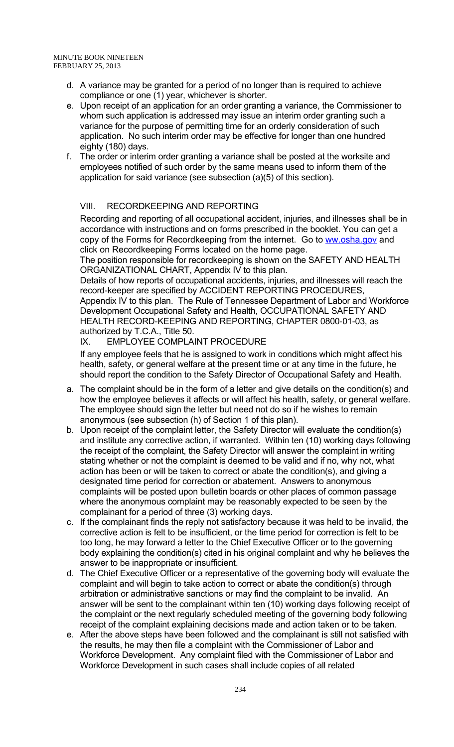d. A variance may be granted for a period of no longer than is required to achieve compliance or one (1) year, whichever is shorter.
e. Upon receipt of an application for an order granting a variance, the Commissioner to whom such application is addressed may issue an interim order granting such a variance for the purpose of permitting time for an orderly consideration of such application. No such interim order may be effective for longer than one hundred eighty (180) days.
f. The order or interim order granting a variance shall be posted at the worksite and employees notified of such order by the same means used to inform them of the application for said variance (see subsection (a)(5) of this section).

## VIII. RECORDKEEPING AND REPORTING

Recording and reporting of all occupational accident, injuries, and illnesses shall be in accordance with instructions and on forms prescribed in the booklet. You can get a copy of the Forms for Recordkeeping from the internet. Go to ww.osha.gov and click on Recordkeeping Forms located on the home page.

The position responsible for recordkeeping is shown on the SAFETY AND HEALTH ORGANIZATIONAL CHART, Appendix IV to this plan.

Details of how reports of occupational accidents, injuries, and illnesses will reach the record-keeper are specified by ACCIDENT REPORTING PROCEDURES, Appendix IV to this plan. The Rule of Tennessee Department of Labor and Workforce Development Occupational Safety and Health, OCCUPATIONAL SAFETY AND HEALTH RECORD-KEEPING AND REPORTING, CHAPTER 0800-01-03, as authorized by T.C.A., Title 50.

## IX. EMPLOYEE COMPLAINT PROCEDURE

If any employee feels that he is assigned to work in conditions which might affect his health, safety, or general welfare at the present time or at any time in the future, he should report the condition to the Safety Director of Occupational Safety and Health.

a. The complaint should be in the form of a letter and give details on the condition(s) and how the employee believes it affects or will affect his health, safety, or general welfare. The employee should sign the letter but need not do so if he wishes to remain anonymous (see subsection (h) of Section 1 of this plan).
b. Upon receipt of the complaint letter, the Safety Director will evaluate the condition(s) and institute any corrective action, if warranted. Within ten (10) working days following the receipt of the complaint, the Safety Director will answer the complaint in writing stating whether or not the complaint is deemed to be valid and if no, why not, what action has been or will be taken to correct or abate the condition(s), and giving a designated time period for correction or abatement. Answers to anonymous complaints will be posted upon bulletin boards or other places of common passage where the anonymous complaint may be reasonably expected to be seen by the complainant for a period of three (3) working days.
c. If the complainant finds the reply not satisfactory because it was held to be invalid, the corrective action is felt to be insufficient, or the time period for correction is felt to be too long, he may forward a letter to the Chief Executive Officer or to the governing body explaining the condition(s) cited in his original complaint and why he believes the answer to be inappropriate or insufficient.
d. The Chief Executive Officer or a representative of the governing body will evaluate the complaint and will begin to take action to correct or abate the condition(s) through arbitration or administrative sanctions or may find the complaint to be invalid. An answer will be sent to the complainant within ten (10) working days following receipt of the complaint or the next regularly scheduled meeting of the governing body following receipt of the complaint explaining decisions made and action taken or to be taken.
e. After the above steps have been followed and the complainant is still not satisfied with the results, he may then file a complaint with the Commissioner of Labor and Workforce Development. Any complaint filed with the Commissioner of Labor and Workforce Development in such cases shall include copies of all related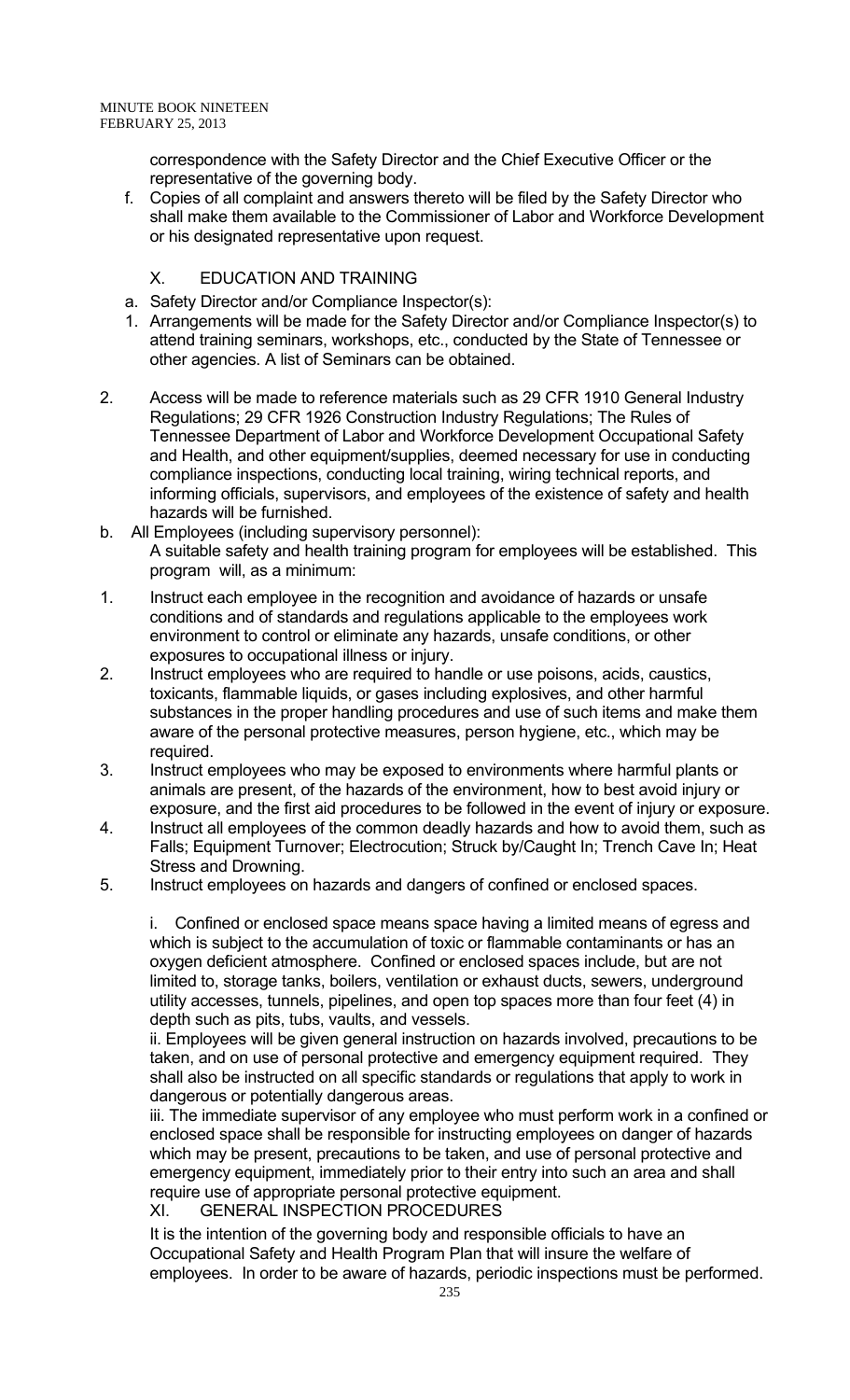correspondence with the Safety Director and the Chief Executive Officer or the representative of the governing body.

f. Copies of all complaint and answers thereto will be filed by the Safety Director who shall make them available to the Commissioner of Labor and Workforce Development or his designated representative upon request.

## X. EDUCATION AND TRAINING

a. Safety Director and/or Compliance Inspector(s):

1. Arrangements will be made for the Safety Director and/or Compliance Inspector(s) to attend training seminars, workshops, etc., conducted by the State of Tennessee or other agencies. A list of Seminars can be obtained.

2. Access will be made to reference materials such as 29 CFR 1910 General Industry Regulations; 29 CFR 1926 Construction Industry Regulations; The Rules of Tennessee Department of Labor and Workforce Development Occupational Safety and Health, and other equipment/supplies, deemed necessary for use in conducting compliance inspections, conducting local training, wiring technical reports, and informing officials, supervisors, and employees of the existence of safety and health hazards will be furnished.

b. All Employees (including supervisory personnel):
A suitable safety and health training program for employees will be established. This program will, as a minimum:

1. Instruct each employee in the recognition and avoidance of hazards or unsafe conditions and of standards and regulations applicable to the employees work environment to control or eliminate any hazards, unsafe conditions, or other exposures to occupational illness or injury.
2. Instruct employees who are required to handle or use poisons, acids, caustics, toxicants, flammable liquids, or gases including explosives, and other harmful substances in the proper handling procedures and use of such items and make them aware of the personal protective measures, person hygiene, etc., which may be required.
3. Instruct employees who may be exposed to environments where harmful plants or animals are present, of the hazards of the environment, how to best avoid injury or exposure, and the first aid procedures to be followed in the event of injury or exposure.
4. Instruct all employees of the common deadly hazards and how to avoid them, such as Falls; Equipment Turnover; Electrocution; Struck by/Caught In; Trench Cave In; Heat Stress and Drowning.
5. Instruct employees on hazards and dangers of confined or enclosed spaces.

i. Confined or enclosed space means space having a limited means of egress and which is subject to the accumulation of toxic or flammable contaminants or has an oxygen deficient atmosphere. Confined or enclosed spaces include, but are not limited to, storage tanks, boilers, ventilation or exhaust ducts, sewers, underground utility accesses, tunnels, pipelines, and open top spaces more than four feet (4) in depth such as pits, tubs, vaults, and vessels.

ii. Employees will be given general instruction on hazards involved, precautions to be taken, and on use of personal protective and emergency equipment required. They shall also be instructed on all specific standards or regulations that apply to work in dangerous or potentially dangerous areas.

iii. The immediate supervisor of any employee who must perform work in a confined or enclosed space shall be responsible for instructing employees on danger of hazards which may be present, precautions to be taken, and use of personal protective and emergency equipment, immediately prior to their entry into such an area and shall require use of appropriate personal protective equipment.

## XI. GENERAL INSPECTION PROCEDURES

It is the intention of the governing body and responsible officials to have an Occupational Safety and Health Program Plan that will insure the welfare of employees. In order to be aware of hazards, periodic inspections must be performed.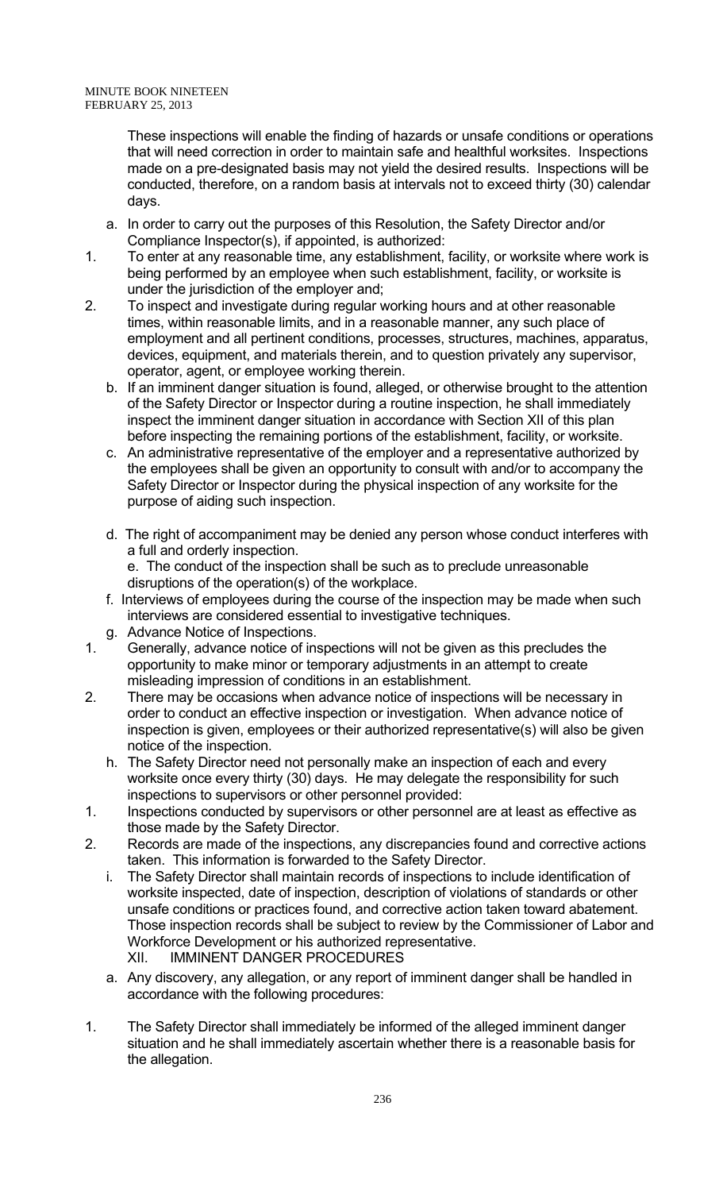These inspections will enable the finding of hazards or unsafe conditions or operations that will need correction in order to maintain safe and healthful worksites. Inspections made on a pre-designated basis may not yield the desired results. Inspections will be conducted, therefore, on a random basis at intervals not to exceed thirty (30) calendar days.

a. In order to carry out the purposes of this Resolution, the Safety Director and/or Compliance Inspector(s), if appointed, is authorized:

1. To enter at any reasonable time, any establishment, facility, or worksite where work is being performed by an employee when such establishment, facility, or worksite is under the jurisdiction of the employer and;
2. To inspect and investigate during regular working hours and at other reasonable times, within reasonable limits, and in a reasonable manner, any such place of employment and all pertinent conditions, processes, structures, machines, apparatus, devices, equipment, and materials therein, and to question privately any supervisor, operator, agent, or employee working therein.

b. If an imminent danger situation is found, alleged, or otherwise brought to the attention of the Safety Director or Inspector during a routine inspection, he shall immediately inspect the imminent danger situation in accordance with Section XII of this plan before inspecting the remaining portions of the establishment, facility, or worksite.

c. An administrative representative of the employer and a representative authorized by the employees shall be given an opportunity to consult with and/or to accompany the Safety Director or Inspector during the physical inspection of any worksite for the purpose of aiding such inspection.

d. The right of accompaniment may be denied any person whose conduct interferes with a full and orderly inspection.

e. The conduct of the inspection shall be such as to preclude unreasonable disruptions of the operation(s) of the workplace.

f. Interviews of employees during the course of the inspection may be made when such interviews are considered essential to investigative techniques.

g. Advance Notice of Inspections.

1. Generally, advance notice of inspections will not be given as this precludes the opportunity to make minor or temporary adjustments in an attempt to create misleading impression of conditions in an establishment.
2. There may be occasions when advance notice of inspections will be necessary in order to conduct an effective inspection or investigation. When advance notice of inspection is given, employees or their authorized representative(s) will also be given notice of the inspection.

h. The Safety Director need not personally make an inspection of each and every worksite once every thirty (30) days. He may delegate the responsibility for such inspections to supervisors or other personnel provided:

1. Inspections conducted by supervisors or other personnel are at least as effective as those made by the Safety Director.
2. Records are made of the inspections, any discrepancies found and corrective actions taken. This information is forwarded to the Safety Director.

i. The Safety Director shall maintain records of inspections to include identification of worksite inspected, date of inspection, description of violations of standards or other unsafe conditions or practices found, and corrective action taken toward abatement. Those inspection records shall be subject to review by the Commissioner of Labor and Workforce Development or his authorized representative.

## XII. IMMINENT DANGER PROCEDURES

a. Any discovery, any allegation, or any report of imminent danger shall be handled in accordance with the following procedures:

1. The Safety Director shall immediately be informed of the alleged imminent danger situation and he shall immediately ascertain whether there is a reasonable basis for the allegation.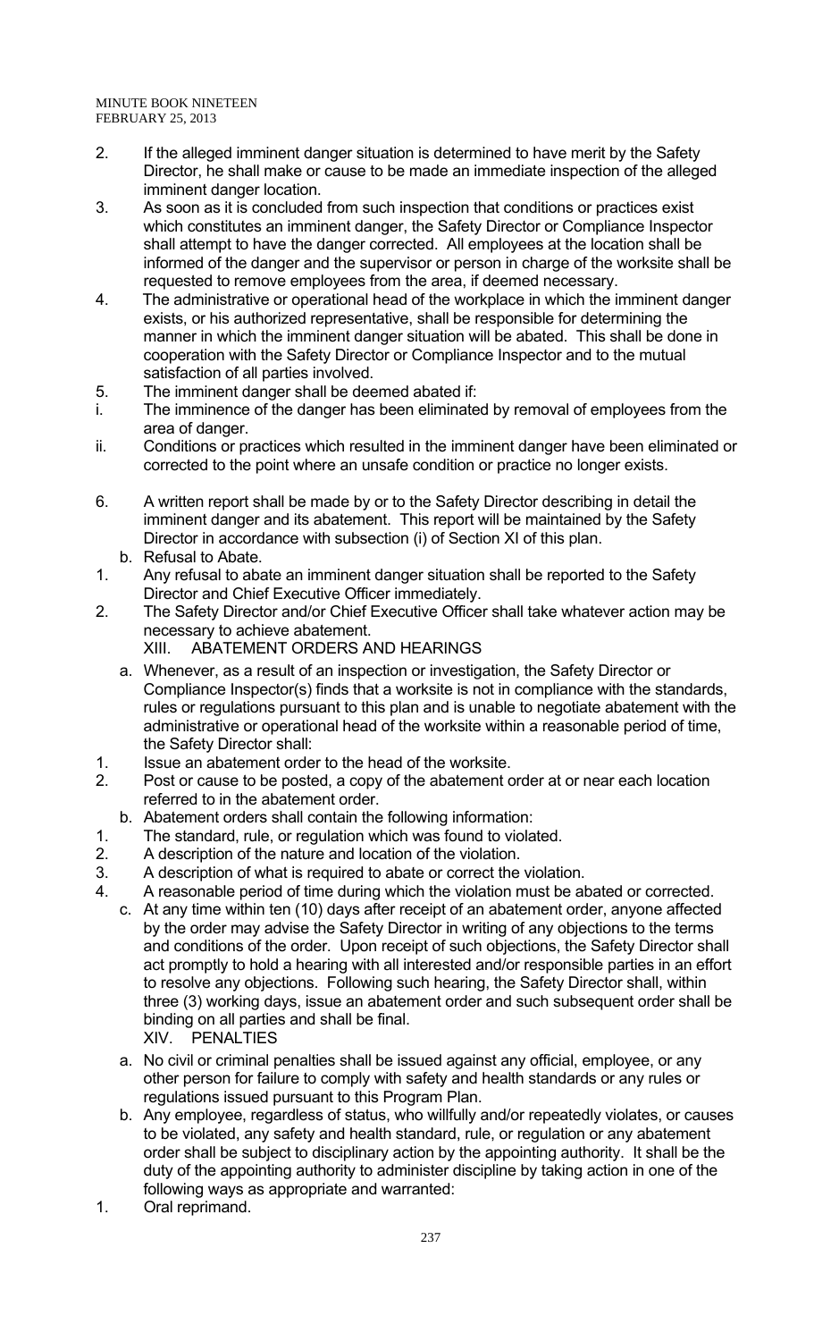2. If the alleged imminent danger situation is determined to have merit by the Safety Director, he shall make or cause to be made an immediate inspection of the alleged imminent danger location.
3. As soon as it is concluded from such inspection that conditions or practices exist which constitutes an imminent danger, the Safety Director or Compliance Inspector shall attempt to have the danger corrected. All employees at the location shall be informed of the danger and the supervisor or person in charge of the worksite shall be requested to remove employees from the area, if deemed necessary.
4. The administrative or operational head of the workplace in which the imminent danger exists, or his authorized representative, shall be responsible for determining the manner in which the imminent danger situation will be abated. This shall be done in cooperation with the Safety Director or Compliance Inspector and to the mutual satisfaction of all parties involved.
5. The imminent danger shall be deemed abated if:
   - i. The imminence of the danger has been eliminated by removal of employees from the area of danger.
   - ii. Conditions or practices which resulted in the imminent danger have been eliminated or corrected to the point where an unsafe condition or practice no longer exists.
6. A written report shall be made by or to the Safety Director describing in detail the imminent danger and its abatement. This report will be maintained by the Safety Director in accordance with subsection (i) of Section XI of this plan.

b. Refusal to Abate.

1. Any refusal to abate an imminent danger situation shall be reported to the Safety Director and Chief Executive Officer immediately.
2. The Safety Director and/or Chief Executive Officer shall take whatever action may be necessary to achieve abatement.

## XIII. ABATEMENT ORDERS AND HEARINGS

a. Whenever, as a result of an inspection or investigation, the Safety Director or Compliance Inspector(s) finds that a worksite is not in compliance with the standards, rules or regulations pursuant to this plan and is unable to negotiate abatement with the administrative or operational head of the worksite within a reasonable period of time, the Safety Director shall:

1. Issue an abatement order to the head of the worksite.
2. Post or cause to be posted, a copy of the abatement order at or near each location referred to in the abatement order.

b. Abatement orders shall contain the following information:

1. The standard, rule, or regulation which was found to violated.
2. A description of the nature and location of the violation.
3. A description of what is required to abate or correct the violation.
4. A reasonable period of time during which the violation must be abated or corrected.

c. At any time within ten (10) days after receipt of an abatement order, anyone affected by the order may advise the Safety Director in writing of any objections to the terms and conditions of the order. Upon receipt of such objections, the Safety Director shall act promptly to hold a hearing with all interested and/or responsible parties in an effort to resolve any objections. Following such hearing, the Safety Director shall, within three (3) working days, issue an abatement order and such subsequent order shall be binding on all parties and shall be final.

## XIV. PENALTIES

a. No civil or criminal penalties shall be issued against any official, employee, or any other person for failure to comply with safety and health standards or any rules or regulations issued pursuant to this Program Plan.

b. Any employee, regardless of status, who willfully and/or repeatedly violates, or causes to be violated, any safety and health standard, rule, or regulation or any abatement order shall be subject to disciplinary action by the appointing authority. It shall be the duty of the appointing authority to administer discipline by taking action in one of the following ways as appropriate and warranted:

1. Oral reprimand.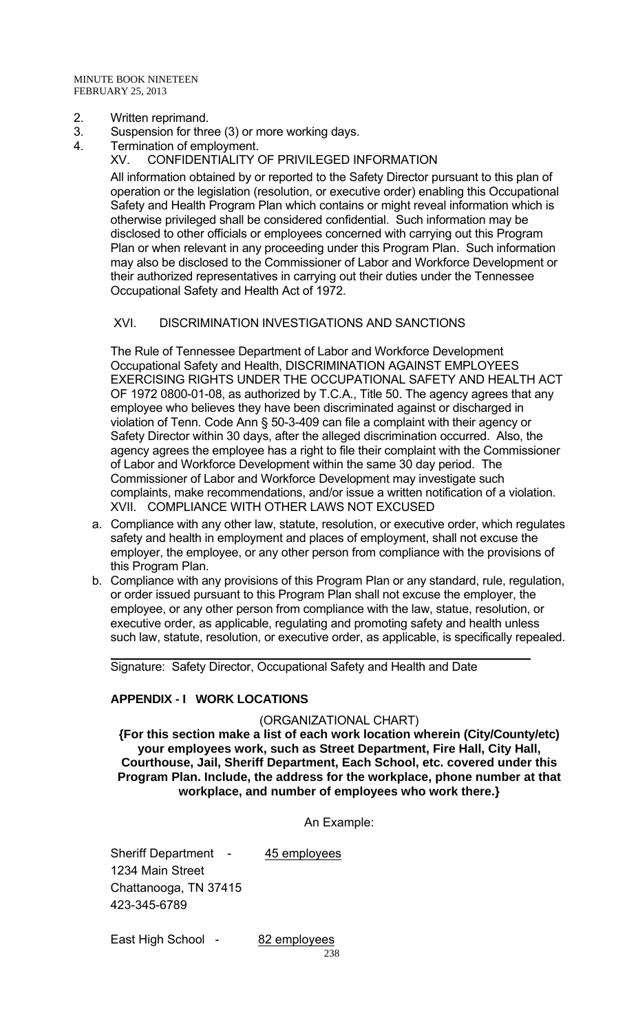2. Written reprimand.
3. Suspension for three (3) or more working days.
4. Termination of employment.

## XV. CONFIDENTIALITY OF PRIVILEGED INFORMATION

All information obtained by or reported to the Safety Director pursuant to this plan of operation or the legislation (resolution, or executive order) enabling this Occupational Safety and Health Program Plan which contains or might reveal information which is otherwise privileged shall be considered confidential. Such information may be disclosed to other officials or employees concerned with carrying out this Program Plan or when relevant in any proceeding under this Program Plan. Such information may also be disclosed to the Commissioner of Labor and Workforce Development or their authorized representatives in carrying out their duties under the Tennessee Occupational Safety and Health Act of 1972.

## XVI. DISCRIMINATION INVESTIGATIONS AND SANCTIONS

The Rule of Tennessee Department of Labor and Workforce Development Occupational Safety and Health, DISCRIMINATION AGAINST EMPLOYEES EXERCISING RIGHTS UNDER THE OCCUPATIONAL SAFETY AND HEALTH ACT OF 1972 0800-01-08, as authorized by T.C.A., Title 50. The agency agrees that any employee who believes they have been discriminated against or discharged in violation of Tenn. Code Ann § 50-3-409 can file a complaint with their agency or Safety Director within 30 days, after the alleged discrimination occurred. Also, the agency agrees the employee has a right to file their complaint with the Commissioner of Labor and Workforce Development within the same 30 day period. The Commissioner of Labor and Workforce Development may investigate such complaints, make recommendations, and/or issue a written notification of a violation.

## XVII. COMPLIANCE WITH OTHER LAWS NOT EXCUSED

a. Compliance with any other law, statute, resolution, or executive order, which regulates safety and health in employment and places of employment, shall not excuse the employer, the employee, or any other person from compliance with the provisions of this Program Plan.
b. Compliance with any provisions of this Program Plan or any standard, rule, regulation, or order issued pursuant to this Program Plan shall not excuse the employer, the employee, or any other person from compliance with the law, statue, resolution, or executive order, as applicable, regulating and promoting safety and health unless such law, statute, resolution, or executive order, as applicable, is specifically repealed.

\_\_\_\_\_\_\_\_\_\_\_\_\_\_\_\_\_\_\_\_\_\_\_\_\_\_\_\_\_\_\_\_\_\_\_\_\_\_\_\_\_\_\_\_\_\_\_\_\_\_\_\_\_\_\_\_\_\_\_\_
Signature: Safety Director, Occupational Safety and Health and Date

## APPENDIX - I WORK LOCATIONS

(ORGANIZATIONAL CHART)

**{For this section make a list of each work location wherein (City/County/etc) your employees work, such as Street Department, Fire Hall, City Hall, Courthouse, Jail, Sheriff Department, Each School, etc. covered under this Program Plan. Include, the address for the workplace, phone number at that workplace, and number of employees who work there.}**

An Example:

Sheriff Department - 45 employees
1234 Main Street
Chattanooga, TN 37415
423-345-6789

East High School - 82 employees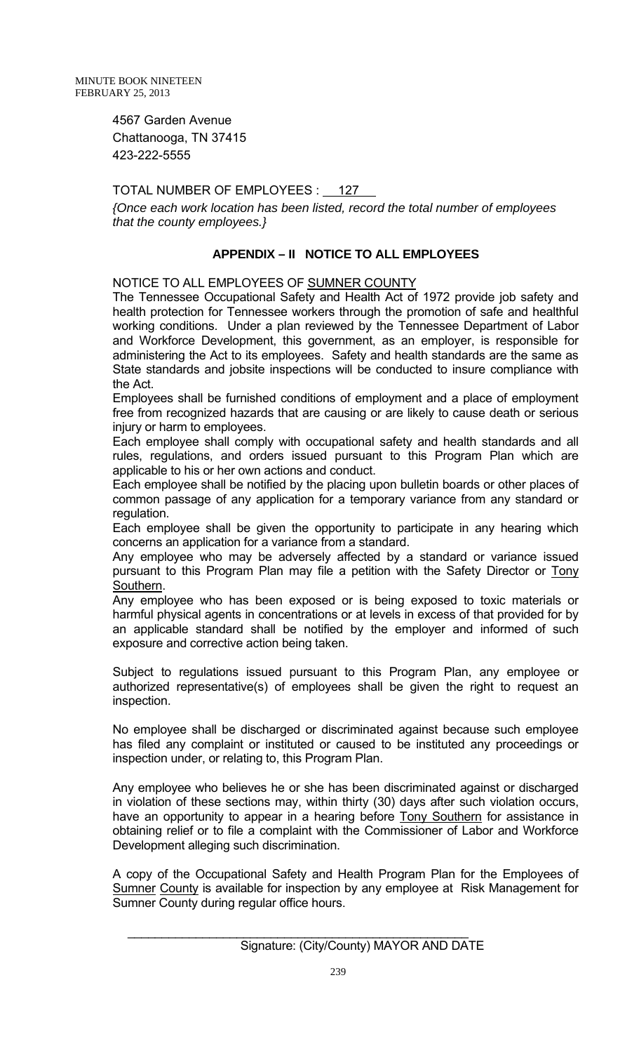4567 Garden Avenue
Chattanooga, TN 37415
423-222-5555

TOTAL NUMBER OF EMPLOYEES : 127

*{Once each work location has been listed, record the total number of employees that the county employees.}*

## APPENDIX – II NOTICE TO ALL EMPLOYEES

NOTICE TO ALL EMPLOYEES OF SUMNER COUNTY

The Tennessee Occupational Safety and Health Act of 1972 provide job safety and health protection for Tennessee workers through the promotion of safe and healthful working conditions. Under a plan reviewed by the Tennessee Department of Labor and Workforce Development, this government, as an employer, is responsible for administering the Act to its employees. Safety and health standards are the same as State standards and jobsite inspections will be conducted to insure compliance with the Act.

Employees shall be furnished conditions of employment and a place of employment free from recognized hazards that are causing or are likely to cause death or serious injury or harm to employees.

Each employee shall comply with occupational safety and health standards and all rules, regulations, and orders issued pursuant to this Program Plan which are applicable to his or her own actions and conduct.

Each employee shall be notified by the placing upon bulletin boards or other places of common passage of any application for a temporary variance from any standard or regulation.

Each employee shall be given the opportunity to participate in any hearing which concerns an application for a variance from a standard.

Any employee who may be adversely affected by a standard or variance issued pursuant to this Program Plan may file a petition with the Safety Director or Tony Southern.

Any employee who has been exposed or is being exposed to toxic materials or harmful physical agents in concentrations or at levels in excess of that provided for by an applicable standard shall be notified by the employer and informed of such exposure and corrective action being taken.

Subject to regulations issued pursuant to this Program Plan, any employee or authorized representative(s) of employees shall be given the right to request an inspection.

No employee shall be discharged or discriminated against because such employee has filed any complaint or instituted or caused to be instituted any proceedings or inspection under, or relating to, this Program Plan.

Any employee who believes he or she has been discriminated against or discharged in violation of these sections may, within thirty (30) days after such violation occurs, have an opportunity to appear in a hearing before Tony Southern for assistance in obtaining relief or to file a complaint with the Commissioner of Labor and Workforce Development alleging such discrimination.

A copy of the Occupational Safety and Health Program Plan for the Employees of Sumner County is available for inspection by any employee at Risk Management for Sumner County during regular office hours.

\_\_\_\_\_\_\_\_\_\_\_\_\_\_\_\_\_\_\_\_\_\_\_\_\_\_\_\_\_\_\_\_\_\_\_\_\_\_\_\_\_\_\_\_\_\_\_\_\_\_

Signature: (City/County) MAYOR AND DATE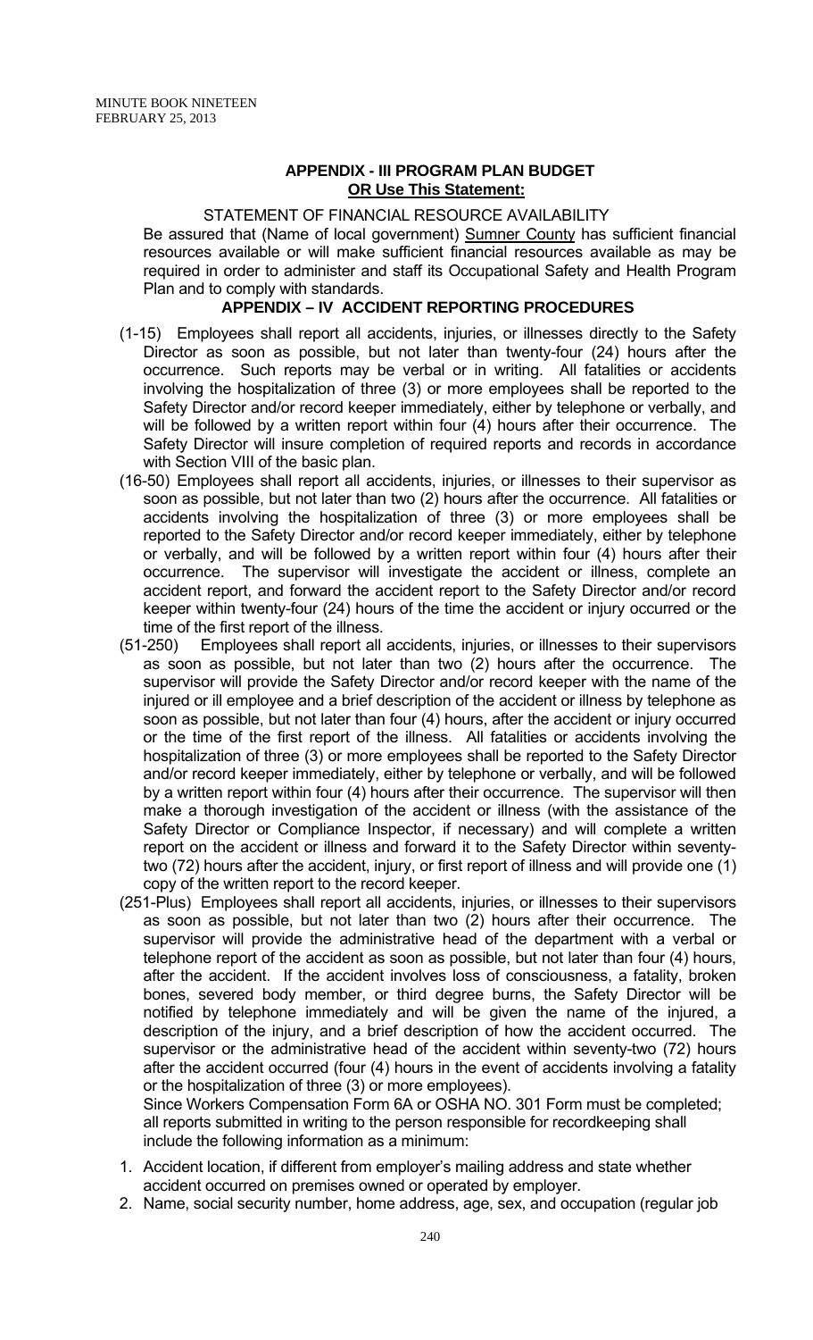## APPENDIX - III PROGRAM PLAN BUDGET

**OR Use This Statement:**

STATEMENT OF FINANCIAL RESOURCE AVAILABILITY

Be assured that (Name of local government) Sumner County has sufficient financial resources available or will make sufficient financial resources available as may be required in order to administer and staff its Occupational Safety and Health Program Plan and to comply with standards.

## APPENDIX – IV ACCIDENT REPORTING PROCEDURES

(1-15) Employees shall report all accidents, injuries, or illnesses directly to the Safety Director as soon as possible, but not later than twenty-four (24) hours after the occurrence. Such reports may be verbal or in writing. All fatalities or accidents involving the hospitalization of three (3) or more employees shall be reported to the Safety Director and/or record keeper immediately, either by telephone or verbally, and will be followed by a written report within four (4) hours after their occurrence. The Safety Director will insure completion of required reports and records in accordance with Section VIII of the basic plan.

(16-50) Employees shall report all accidents, injuries, or illnesses to their supervisor as soon as possible, but not later than two (2) hours after the occurrence. All fatalities or accidents involving the hospitalization of three (3) or more employees shall be reported to the Safety Director and/or record keeper immediately, either by telephone or verbally, and will be followed by a written report within four (4) hours after their occurrence. The supervisor will investigate the accident or illness, complete an accident report, and forward the accident report to the Safety Director and/or record keeper within twenty-four (24) hours of the time the accident or injury occurred or the time of the first report of the illness.

(51-250) Employees shall report all accidents, injuries, or illnesses to their supervisors as soon as possible, but not later than two (2) hours after the occurrence. The supervisor will provide the Safety Director and/or record keeper with the name of the injured or ill employee and a brief description of the accident or illness by telephone as soon as possible, but not later than four (4) hours, after the accident or injury occurred or the time of the first report of the illness. All fatalities or accidents involving the hospitalization of three (3) or more employees shall be reported to the Safety Director and/or record keeper immediately, either by telephone or verbally, and will be followed by a written report within four (4) hours after their occurrence. The supervisor will then make a thorough investigation of the accident or illness (with the assistance of the Safety Director or Compliance Inspector, if necessary) and will complete a written report on the accident or illness and forward it to the Safety Director within seventy-two (72) hours after the accident, injury, or first report of illness and will provide one (1) copy of the written report to the record keeper.

(251-Plus) Employees shall report all accidents, injuries, or illnesses to their supervisors as soon as possible, but not later than two (2) hours after their occurrence. The supervisor will provide the administrative head of the department with a verbal or telephone report of the accident as soon as possible, but not later than four (4) hours, after the accident. If the accident involves loss of consciousness, a fatality, broken bones, severed body member, or third degree burns, the Safety Director will be notified by telephone immediately and will be given the name of the injured, a description of the injury, and a brief description of how the accident occurred. The supervisor or the administrative head of the accident within seventy-two (72) hours after the accident occurred (four (4) hours in the event of accidents involving a fatality or the hospitalization of three (3) or more employees).

Since Workers Compensation Form 6A or OSHA NO. 301 Form must be completed; all reports submitted in writing to the person responsible for recordkeeping shall include the following information as a minimum:

1. Accident location, if different from employer's mailing address and state whether accident occurred on premises owned or operated by employer.
2. Name, social security number, home address, age, sex, and occupation (regular job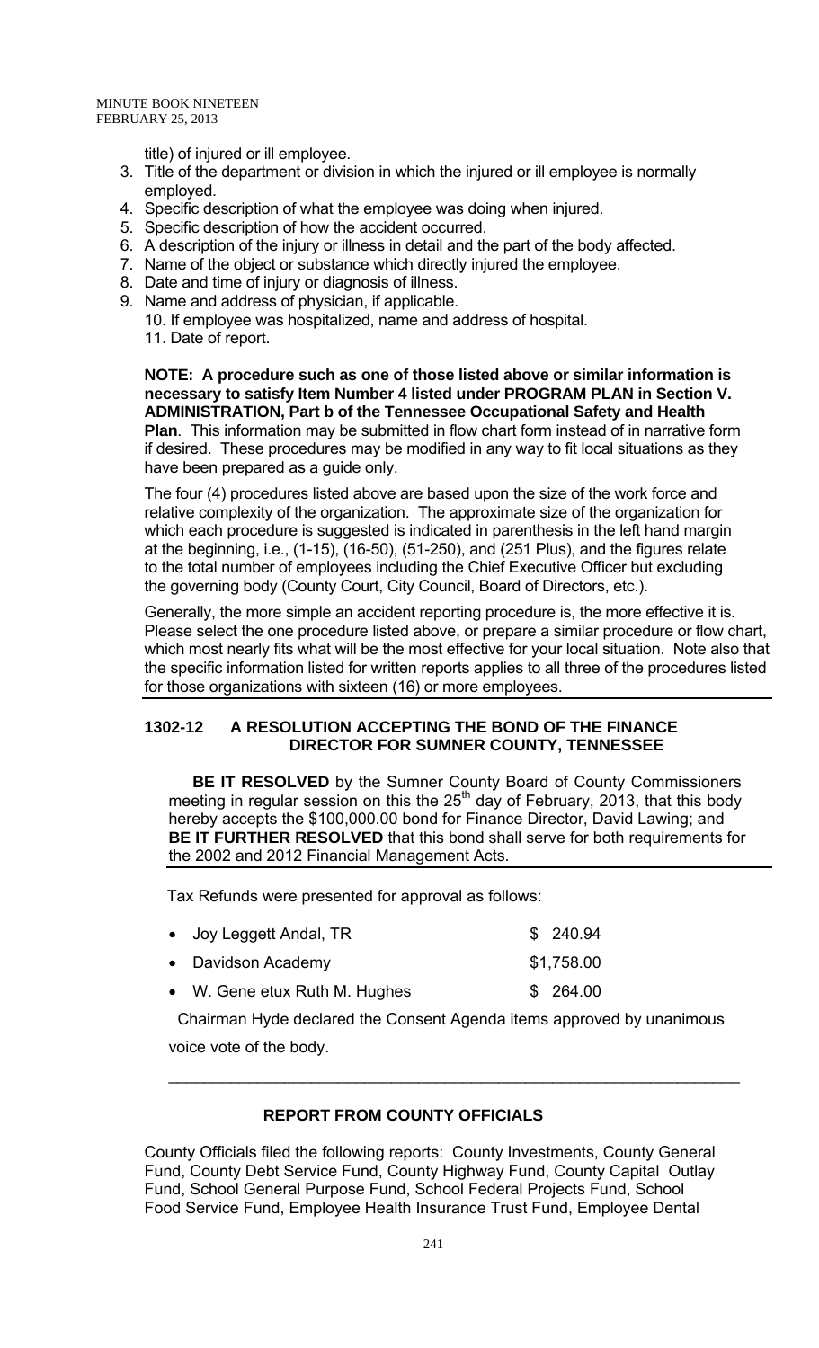title) of injured or ill employee.

3. Title of the department or division in which the injured or ill employee is normally employed.
4. Specific description of what the employee was doing when injured.
5. Specific description of how the accident occurred.
6. A description of the injury or illness in detail and the part of the body affected.
7. Name of the object or substance which directly injured the employee.
8. Date and time of injury or diagnosis of illness.
9. Name and address of physician, if applicable.
10. If employee was hospitalized, name and address of hospital.
11. Date of report.

**NOTE: A procedure such as one of those listed above or similar information is necessary to satisfy Item Number 4 listed under PROGRAM PLAN in Section V. ADMINISTRATION, Part b of the Tennessee Occupational Safety and Health Plan**. This information may be submitted in flow chart form instead of in narrative form if desired. These procedures may be modified in any way to fit local situations as they have been prepared as a guide only.

The four (4) procedures listed above are based upon the size of the work force and relative complexity of the organization. The approximate size of the organization for which each procedure is suggested is indicated in parenthesis in the left hand margin at the beginning, i.e., (1-15), (16-50), (51-250), and (251 Plus), and the figures relate to the total number of employees including the Chief Executive Officer but excluding the governing body (County Court, City Council, Board of Directors, etc.).

Generally, the more simple an accident reporting procedure is, the more effective it is. Please select the one procedure listed above, or prepare a similar procedure or flow chart, which most nearly fits what will be the most effective for your local situation. Note also that the specific information listed for written reports applies to all three of the procedures listed for those organizations with sixteen (16) or more employees.

**1302-12 A RESOLUTION ACCEPTING THE BOND OF THE FINANCE DIRECTOR FOR SUMNER COUNTY, TENNESSEE**

**BE IT RESOLVED** by the Sumner County Board of County Commissioners meeting in regular session on this the 25th day of February, 2013, that this body hereby accepts the $100,000.00 bond for Finance Director, David Lawing; and **BE IT FURTHER RESOLVED** that this bond shall serve for both requirements for the 2002 and 2012 Financial Management Acts.

Tax Refunds were presented for approval as follows:

- Joy Leggett Andal, TR $ 240.94
- Davidson Academy $1,758.00
- W. Gene etux Ruth M. Hughes $ 264.00

Chairman Hyde declared the Consent Agenda items approved by unanimous voice vote of the body.

---

**REPORT FROM COUNTY OFFICIALS**

County Officials filed the following reports: County Investments, County General Fund, County Debt Service Fund, County Highway Fund, County Capital Outlay Fund, School General Purpose Fund, School Federal Projects Fund, School Food Service Fund, Employee Health Insurance Trust Fund, Employee Dental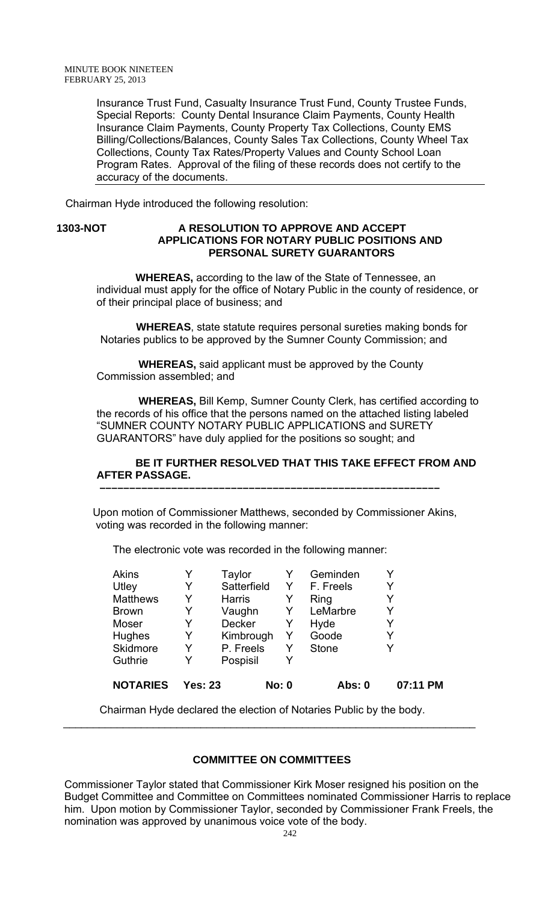Insurance Trust Fund, Casualty Insurance Trust Fund, County Trustee Funds, Special Reports: County Dental Insurance Claim Payments, County Health Insurance Claim Payments, County Property Tax Collections, County EMS Billing/Collections/Balances, County Sales Tax Collections, County Wheel Tax Collections, County Tax Rates/Property Values and County School Loan Program Rates. Approval of the filing of these records does not certify to the accuracy of the documents.

Chairman Hyde introduced the following resolution:

**1303-NOT** **A RESOLUTION TO APPROVE AND ACCEPT APPLICATIONS FOR NOTARY PUBLIC POSITIONS AND PERSONAL SURETY GUARANTORS**

**WHEREAS,** according to the law of the State of Tennessee, an individual must apply for the office of Notary Public in the county of residence, or of their principal place of business; and

**WHEREAS**, state statute requires personal sureties making bonds for Notaries publics to be approved by the Sumner County Commission; and

**WHEREAS,** said applicant must be approved by the County Commission assembled; and

**WHEREAS,** Bill Kemp, Sumner County Clerk, has certified according to the records of his office that the persons named on the attached listing labeled "SUMNER COUNTY NOTARY PUBLIC APPLICATIONS and SURETY GUARANTORS" have duly applied for the positions so sought; and

**BE IT FURTHER RESOLVED THAT THIS TAKE EFFECT FROM AND AFTER PASSAGE.**

---

Upon motion of Commissioner Matthews, seconded by Commissioner Akins, voting was recorded in the following manner:

The electronic vote was recorded in the following manner:

| | | | | | |
|---|---|---|---|---|---|
| Akins | Y | Taylor | Y | Geminden | Y |
| Utley | Y | Satterfield | Y | F. Freels | Y |
| Matthews | Y | Harris | Y | Ring | Y |
| Brown | Y | Vaughn | Y | LeMarbre | Y |
| Moser | Y | Decker | Y | Hyde | Y |
| Hughes | Y | Kimbrough | Y | Goode | Y |
| Skidmore | Y | P. Freels | Y | Stone | Y |
| Guthrie | Y | Pospisil | Y | | |

**NOTARIES Yes: 23 No: 0 Abs: 0 07:11 PM**

Chairman Hyde declared the election of Notaries Public by the body.

---

**COMMITTEE ON COMMITTEES**

Commissioner Taylor stated that Commissioner Kirk Moser resigned his position on the Budget Committee and Committee on Committees nominated Commissioner Harris to replace him. Upon motion by Commissioner Taylor, seconded by Commissioner Frank Freels, the nomination was approved by unanimous voice vote of the body.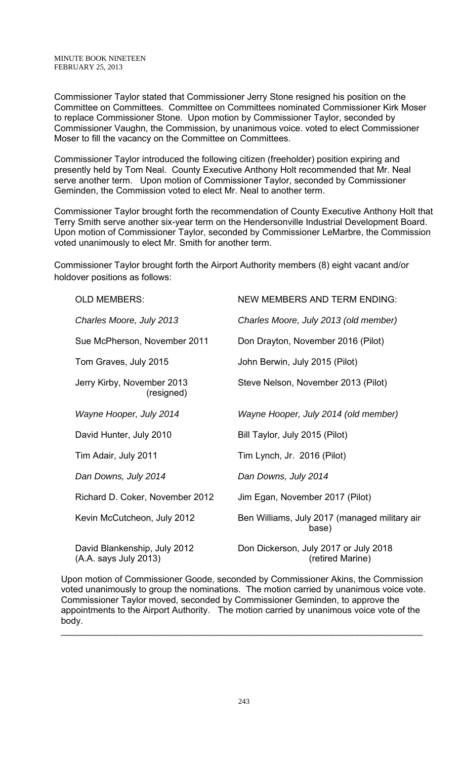Commissioner Taylor stated that Commissioner Jerry Stone resigned his position on the Committee on Committees. Committee on Committees nominated Commissioner Kirk Moser to replace Commissioner Stone. Upon motion by Commissioner Taylor, seconded by Commissioner Vaughn, the Commission, by unanimous voice. voted to elect Commissioner Moser to fill the vacancy on the Committee on Committees.

Commissioner Taylor introduced the following citizen (freeholder) position expiring and presently held by Tom Neal. County Executive Anthony Holt recommended that Mr. Neal serve another term. Upon motion of Commissioner Taylor, seconded by Commissioner Geminden, the Commission voted to elect Mr. Neal to another term.

Commissioner Taylor brought forth the recommendation of County Executive Anthony Holt that Terry Smith serve another six-year term on the Hendersonville Industrial Development Board. Upon motion of Commissioner Taylor, seconded by Commissioner LeMarbre, the Commission voted unanimously to elect Mr. Smith for another term.

Commissioner Taylor brought forth the Airport Authority members (8) eight vacant and/or holdover positions as follows:

| OLD MEMBERS: | NEW MEMBERS AND TERM ENDING: |
|---|---|
| *Charles Moore, July 2013* | *Charles Moore, July 2013 (old member)* |
| Sue McPherson, November 2011 | Don Drayton, November 2016 (Pilot) |
| Tom Graves, July 2015 | John Berwin, July 2015 (Pilot) |
| Jerry Kirby, November 2013 (resigned) | Steve Nelson, November 2013 (Pilot) |
| *Wayne Hooper, July 2014* | *Wayne Hooper, July 2014 (old member)* |
| David Hunter, July 2010 | Bill Taylor, July 2015 (Pilot) |
| Tim Adair, July 2011 | Tim Lynch, Jr. 2016 (Pilot) |
| *Dan Downs, July 2014* | *Dan Downs, July 2014* |
| Richard D. Coker, November 2012 | Jim Egan, November 2017 (Pilot) |
| Kevin McCutcheon, July 2012 | Ben Williams, July 2017 (managed military air base) |
| David Blankenship, July 2012 (A.A. says July 2013) | Don Dickerson, July 2017 or July 2018 (retired Marine) |

Upon motion of Commissioner Goode, seconded by Commissioner Akins, the Commission voted unanimously to group the nominations. The motion carried by unanimous voice vote. Commissioner Taylor moved, seconded by Commissioner Geminden, to approve the appointments to the Airport Authority. The motion carried by unanimous voice vote of the body.

---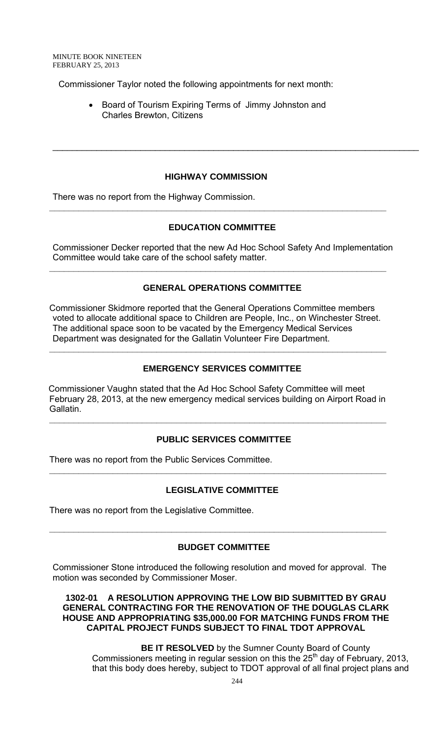Commissioner Taylor noted the following appointments for next month:

- Board of Tourism Expiring Terms of Jimmy Johnston and Charles Brewton, Citizens

---

## HIGHWAY COMMISSION

There was no report from the Highway Commission.

---

## EDUCATION COMMITTEE

Commissioner Decker reported that the new Ad Hoc School Safety And Implementation Committee would take care of the school safety matter.

---

## GENERAL OPERATIONS COMMITTEE

Commissioner Skidmore reported that the General Operations Committee members voted to allocate additional space to Children are People, Inc., on Winchester Street. The additional space soon to be vacated by the Emergency Medical Services Department was designated for the Gallatin Volunteer Fire Department.

---

## EMERGENCY SERVICES COMMITTEE

Commissioner Vaughn stated that the Ad Hoc School Safety Committee will meet February 28, 2013, at the new emergency medical services building on Airport Road in Gallatin.

---

## PUBLIC SERVICES COMMITTEE

There was no report from the Public Services Committee.

---

## LEGISLATIVE COMMITTEE

There was no report from the Legislative Committee.

---

## BUDGET COMMITTEE

Commissioner Stone introduced the following resolution and moved for approval. The motion was seconded by Commissioner Moser.

**1302-01 A RESOLUTION APPROVING THE LOW BID SUBMITTED BY GRAU GENERAL CONTRACTING FOR THE RENOVATION OF THE DOUGLAS CLARK HOUSE AND APPROPRIATING $35,000.00 FOR MATCHING FUNDS FROM THE CAPITAL PROJECT FUNDS SUBJECT TO FINAL TDOT APPROVAL**

**BE IT RESOLVED** by the Sumner County Board of County Commissioners meeting in regular session on this the 25th day of February, 2013, that this body does hereby, subject to TDOT approval of all final project plans and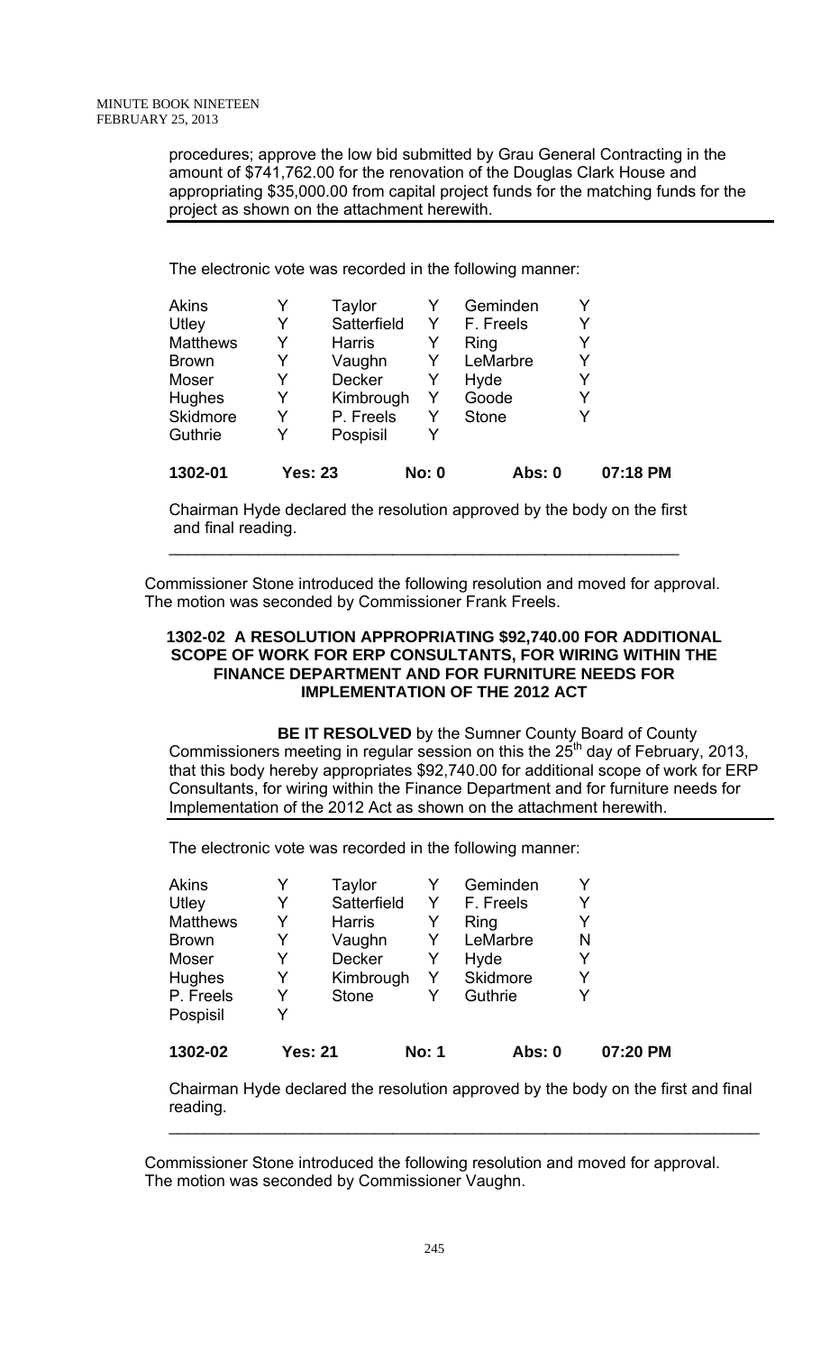procedures; approve the low bid submitted by Grau General Contracting in the amount of $741,762.00 for the renovation of the Douglas Clark House and appropriating $35,000.00 from capital project funds for the matching funds for the project as shown on the attachment herewith.

The electronic vote was recorded in the following manner:

| | | | | | |
|---|---|---|---|---|---|
| Akins | Y | Taylor | Y | Geminden | Y |
| Utley | Y | Satterfield | Y | F. Freels | Y |
| Matthews | Y | Harris | Y | Ring | Y |
| Brown | Y | Vaughn | Y | LeMarbre | Y |
| Moser | Y | Decker | Y | Hyde | Y |
| Hughes | Y | Kimbrough | Y | Goode | Y |
| Skidmore | Y | P. Freels | Y | Stone | Y |
| Guthrie | Y | Pospisil | Y | | |

**1302-01 Yes: 23 No: 0 Abs: 0 07:18 PM**

Chairman Hyde declared the resolution approved by the body on the first and final reading.

Commissioner Stone introduced the following resolution and moved for approval. The motion was seconded by Commissioner Frank Freels.

**1302-02 A RESOLUTION APPROPRIATING $92,740.00 FOR ADDITIONAL SCOPE OF WORK FOR ERP CONSULTANTS, FOR WIRING WITHIN THE FINANCE DEPARTMENT AND FOR FURNITURE NEEDS FOR IMPLEMENTATION OF THE 2012 ACT**

**BE IT RESOLVED** by the Sumner County Board of County Commissioners meeting in regular session on this the 25th day of February, 2013, that this body hereby appropriates $92,740.00 for additional scope of work for ERP Consultants, for wiring within the Finance Department and for furniture needs for Implementation of the 2012 Act as shown on the attachment herewith.

The electronic vote was recorded in the following manner:

| | | | | | |
|---|---|---|---|---|---|
| Akins | Y | Taylor | Y | Geminden | Y |
| Utley | Y | Satterfield | Y | F. Freels | Y |
| Matthews | Y | Harris | Y | Ring | Y |
| Brown | Y | Vaughn | Y | LeMarbre | N |
| Moser | Y | Decker | Y | Hyde | Y |
| Hughes | Y | Kimbrough | Y | Skidmore | Y |
| P. Freels | Y | Stone | Y | Guthrie | Y |
| Pospisil | Y | | | | |

**1302-02 Yes: 21 No: 1 Abs: 0 07:20 PM**

Chairman Hyde declared the resolution approved by the body on the first and final reading.

Commissioner Stone introduced the following resolution and moved for approval. The motion was seconded by Commissioner Vaughn.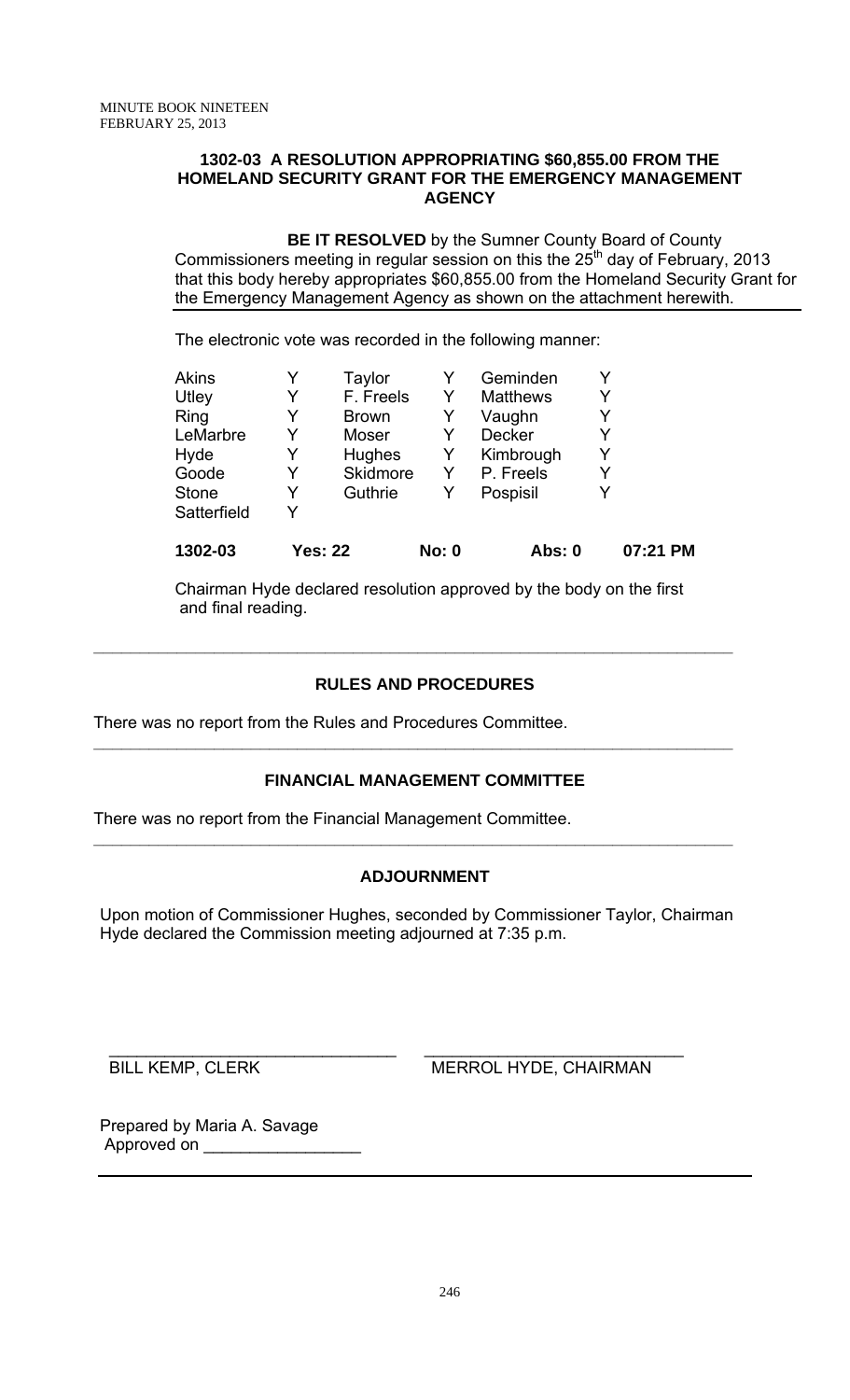### 1302-03 A RESOLUTION APPROPRIATING $60,855.00 FROM THE HOMELAND SECURITY GRANT FOR THE EMERGENCY MANAGEMENT AGENCY

**BE IT RESOLVED** by the Sumner County Board of County Commissioners meeting in regular session on this the 25th day of February, 2013 that this body hereby appropriates $60,855.00 from the Homeland Security Grant for the Emergency Management Agency as shown on the attachment herewith.

The electronic vote was recorded in the following manner:

| | | | | | | |
|---|---|---|---|---|---|---|
| Akins | Y | Taylor | Y | Geminden | Y | |
| Utley | Y | F. Freels | Y | Matthews | Y | |
| Ring | Y | Brown | Y | Vaughn | Y | |
| LeMarbre | Y | Moser | Y | Decker | Y | |
| Hyde | Y | Hughes | Y | Kimbrough | Y | |
| Goode | Y | Skidmore | Y | P. Freels | Y | |
| Stone | Y | Guthrie | Y | Pospisil | Y | |
| Satterfield | Y | | | | | |
| **1302-03** | **Yes: 22** | | **No: 0** | **Abs: 0** | | **07:21 PM** |

Chairman Hyde declared resolution approved by the body on the first and final reading.

---

## RULES AND PROCEDURES

There was no report from the Rules and Procedures Committee.

---

## FINANCIAL MANAGEMENT COMMITTEE

There was no report from the Financial Management Committee.

---

## ADJOURNMENT

Upon motion of Commissioner Hughes, seconded by Commissioner Taylor, Chairman Hyde declared the Commission meeting adjourned at 7:35 p.m.

______________________________ BILL KEMP, CLERK

______________________________ MERROL HYDE, CHAIRMAN

Prepared by Maria A. Savage
Approved on ________________